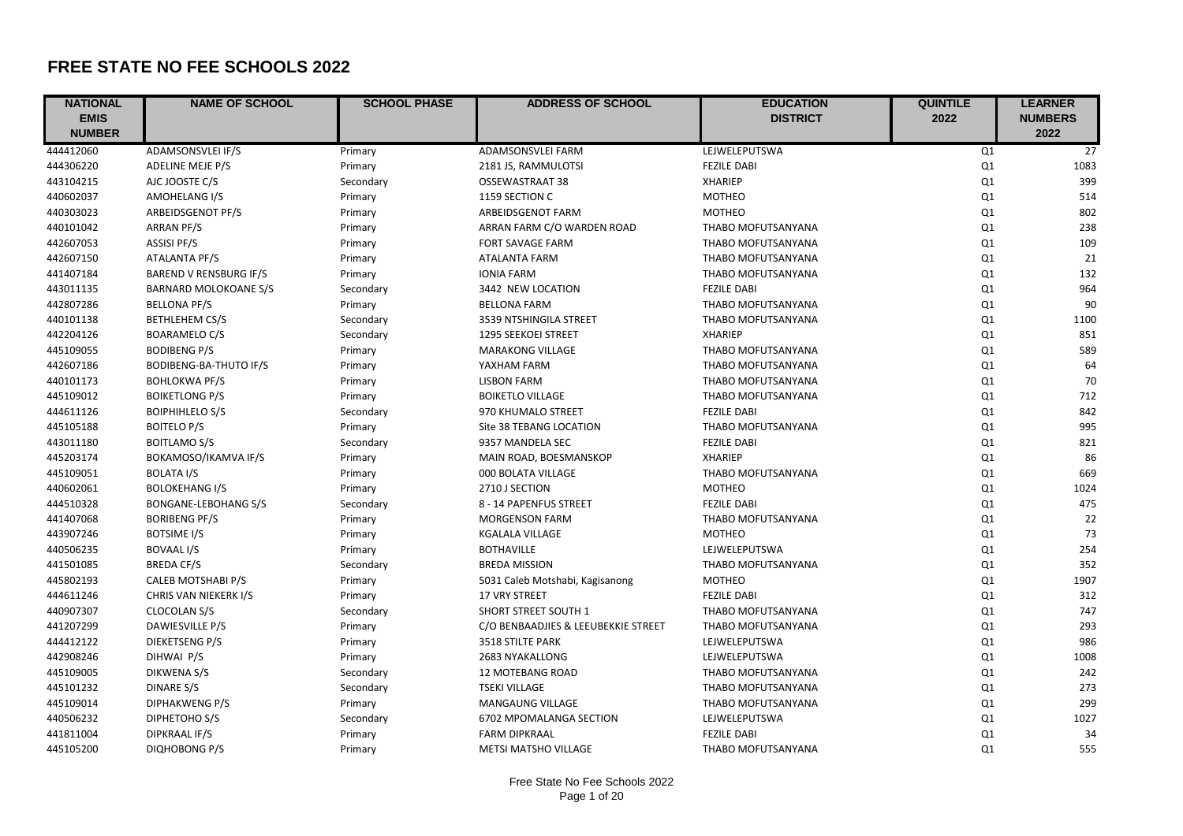# FREE STATE NO FEE SCHOOLS 2022

| NATIONAL EMIS NUMBER | NAME OF SCHOOL | SCHOOL PHASE | ADDRESS OF SCHOOL | EDUCATION DISTRICT | QUINTILE 2022 | LEARNER NUMBERS 2022 |
|---|---|---|---|---|---|---|
| 444412060 | ADAMSONSVLEI IF/S | Primary | ADAMSONSVLEI FARM | LEJWELEPUTSWA | Q1 | 27 |
| 444306220 | ADELINE MEJE P/S | Primary | 2181 JS, RAMMULOTSI | FEZILE DABI | Q1 | 1083 |
| 443104215 | AJC JOOSTE C/S | Secondary | OSSEWASTRAAT 38 | XHARIEP | Q1 | 399 |
| 440602037 | AMOHELANG I/S | Primary | 1159 SECTION C | MOTHEO | Q1 | 514 |
| 440303023 | ARBEIDSGENOT PF/S | Primary | ARBEIDSGENOT FARM | MOTHEO | Q1 | 802 |
| 440101042 | ARRAN PF/S | Primary | ARRAN FARM C/O WARDEN ROAD | THABO MOFUTSANYANA | Q1 | 238 |
| 442607053 | ASSISI PF/S | Primary | FORT SAVAGE FARM | THABO MOFUTSANYANA | Q1 | 109 |
| 442607150 | ATALANTA PF/S | Primary | ATALANTA FARM | THABO MOFUTSANYANA | Q1 | 21 |
| 441407184 | BAREND V RENSBURG IF/S | Primary | IONIA FARM | THABO MOFUTSANYANA | Q1 | 132 |
| 443011135 | BARNARD MOLOKOANE S/S | Secondary | 3442 NEW LOCATION | FEZILE DABI | Q1 | 964 |
| 442807286 | BELLONA PF/S | Primary | BELLONA FARM | THABO MOFUTSANYANA | Q1 | 90 |
| 440101138 | BETHLEHEM CS/S | Secondary | 3539 NTSHINGILA STREET | THABO MOFUTSANYANA | Q1 | 1100 |
| 442204126 | BOARAMELO C/S | Secondary | 1295 SEEKOEI STREET | XHARIEP | Q1 | 851 |
| 445109055 | BODIBENG P/S | Primary | MARAKONG VILLAGE | THABO MOFUTSANYANA | Q1 | 589 |
| 442607186 | BODIBENG-BA-THUTO IF/S | Primary | YAXHAM FARM | THABO MOFUTSANYANA | Q1 | 64 |
| 440101173 | BOHLOKWA PF/S | Primary | LISBON FARM | THABO MOFUTSANYANA | Q1 | 70 |
| 445109012 | BOIKETLONG P/S | Primary | BOIKETLO VILLAGE | THABO MOFUTSANYANA | Q1 | 712 |
| 444611126 | BOIPHIHLELO S/S | Secondary | 970 KHUMALO STREET | FEZILE DABI | Q1 | 842 |
| 445105188 | BOITELO P/S | Primary | Site 38 TEBANG LOCATION | THABO MOFUTSANYANA | Q1 | 995 |
| 443011180 | BOITLAMO S/S | Secondary | 9357 MANDELA SEC | FEZILE DABI | Q1 | 821 |
| 445203174 | BOKAMOSO/IKAMVA IF/S | Primary | MAIN ROAD, BOESMANSKOP | XHARIEP | Q1 | 86 |
| 445109051 | BOLATA I/S | Primary | 000 BOLATA VILLAGE | THABO MOFUTSANYANA | Q1 | 669 |
| 440602061 | BOLOKEHANG I/S | Primary | 2710 J SECTION | MOTHEO | Q1 | 1024 |
| 444510328 | BONGANE-LEBOHANG S/S | Secondary | 8 - 14 PAPENFUS STREET | FEZILE DABI | Q1 | 475 |
| 441407068 | BORIBENG PF/S | Primary | MORGENSON FARM | THABO MOFUTSANYANA | Q1 | 22 |
| 443907246 | BOTSIME I/S | Primary | KGALALA VILLAGE | MOTHEO | Q1 | 73 |
| 440506235 | BOVAAL I/S | Primary | BOTHAVILLE | LEJWELEPUTSWA | Q1 | 254 |
| 441501085 | BREDA CF/S | Secondary | BREDA MISSION | THABO MOFUTSANYANA | Q1 | 352 |
| 445802193 | CALEB MOTSHABI P/S | Primary | 5031 Caleb Motshabi, Kagisanong | MOTHEO | Q1 | 1907 |
| 444611246 | CHRIS VAN NIEKERK I/S | Primary | 17 VRY STREET | FEZILE DABI | Q1 | 312 |
| 440907307 | CLOCOLAN S/S | Secondary | SHORT STREET SOUTH 1 | THABO MOFUTSANYANA | Q1 | 747 |
| 441207299 | DAWIESVILLE P/S | Primary | C/O BENBAADJIES & LEEUBEKKIE STREET | THABO MOFUTSANYANA | Q1 | 293 |
| 444412122 | DIEKETSENG P/S | Primary | 3518 STILTE PARK | LEJWELEPUTSWA | Q1 | 986 |
| 442908246 | DIHWAI P/S | Primary | 2683 NYAKALLONG | LEJWELEPUTSWA | Q1 | 1008 |
| 445109005 | DIKWENA S/S | Secondary | 12 MOTEBANG ROAD | THABO MOFUTSANYANA | Q1 | 242 |
| 445101232 | DINARE S/S | Secondary | TSEKI VILLAGE | THABO MOFUTSANYANA | Q1 | 273 |
| 445109014 | DIPHAKWENG P/S | Primary | MANGAUNG VILLAGE | THABO MOFUTSANYANA | Q1 | 299 |
| 440506232 | DIPHETOHO S/S | Secondary | 6702 MPOMALANGA SECTION | LEJWELEPUTSWA | Q1 | 1027 |
| 441811004 | DIPKRAAL IF/S | Primary | FARM DIPKRAAL | FEZILE DABI | Q1 | 34 |
| 445105200 | DIQHOBONG P/S | Primary | METSI MATSHO VILLAGE | THABO MOFUTSANYANA | Q1 | 555 |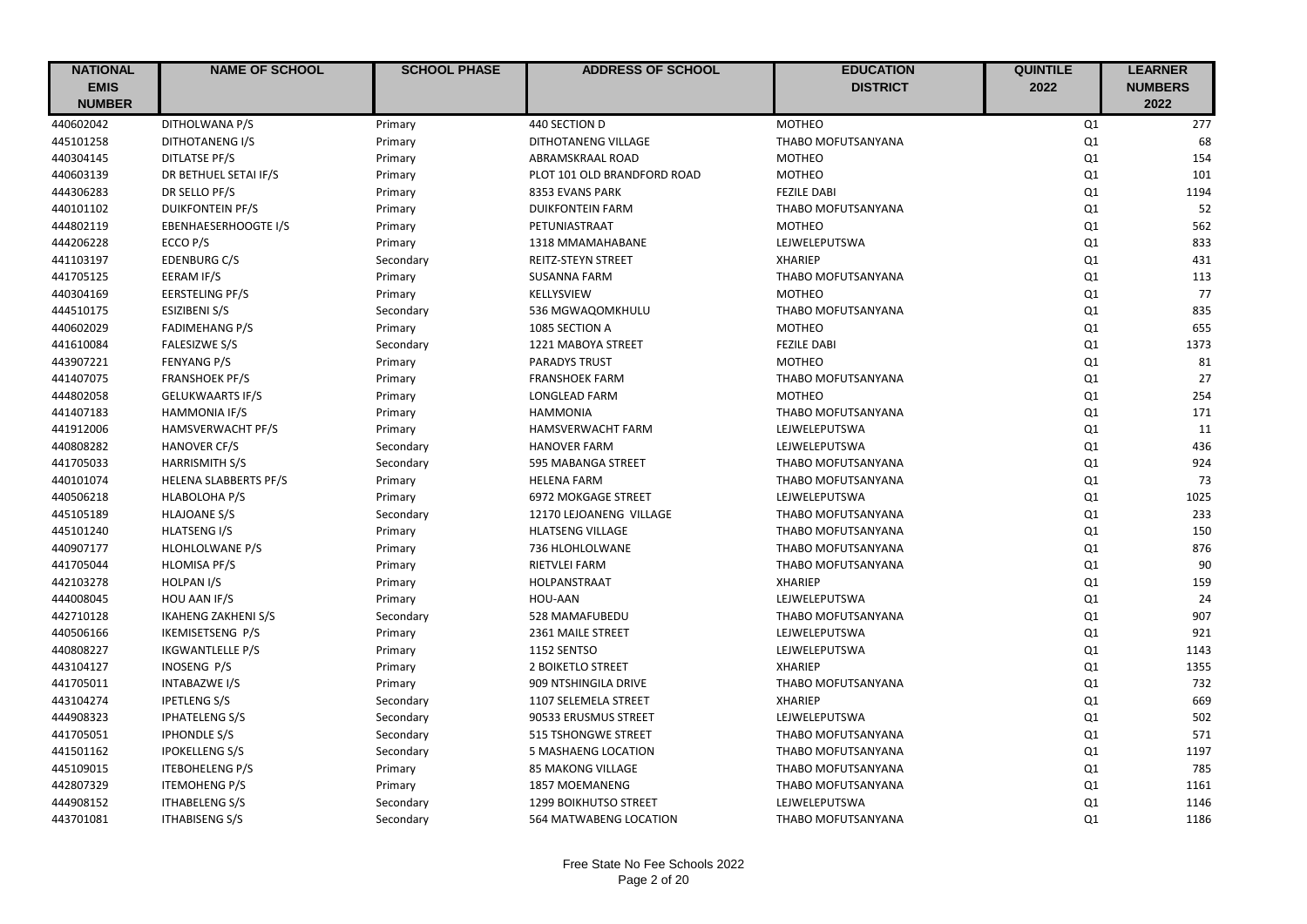| NATIONAL EMIS NUMBER | NAME OF SCHOOL | SCHOOL PHASE | ADDRESS OF SCHOOL | EDUCATION DISTRICT | QUINTILE 2022 | LEARNER NUMBERS 2022 |
|---|---|---|---|---|---|---|
| 440602042 | DITHOLWANA P/S | Primary | 440 SECTION D | MOTHEO | Q1 | 277 |
| 445101258 | DITHOTANENG I/S | Primary | DITHOTANENG VILLAGE | THABO MOFUTSANYANA | Q1 | 68 |
| 440304145 | DITLATSE PF/S | Primary | ABRAMSKRAAL ROAD | MOTHEO | Q1 | 154 |
| 440603139 | DR BETHUEL SETAI IF/S | Primary | PLOT 101 OLD BRANDFORD ROAD | MOTHEO | Q1 | 101 |
| 444306283 | DR SELLO PF/S | Primary | 8353 EVANS PARK | FEZILE DABI | Q1 | 1194 |
| 440101102 | DUIKFONTEIN PF/S | Primary | DUIKFONTEIN FARM | THABO MOFUTSANYANA | Q1 | 52 |
| 444802119 | EBENHAESERHOOGTE I/S | Primary | PETUNIASTRAAT | MOTHEO | Q1 | 562 |
| 444206228 | ECCO P/S | Primary | 1318 MMAMAHABANE | LEJWELEPUTSWA | Q1 | 833 |
| 441103197 | EDENBURG C/S | Secondary | REITZ-STEYN STREET | XHARIEP | Q1 | 431 |
| 441705125 | EERAM IF/S | Primary | SUSANNA FARM | THABO MOFUTSANYANA | Q1 | 113 |
| 440304169 | EERSTELING PF/S | Primary | KELLYSVIEW | MOTHEO | Q1 | 77 |
| 444510175 | ESIZIBENI S/S | Secondary | 536 MGWAQOMKHULU | THABO MOFUTSANYANA | Q1 | 835 |
| 440602029 | FADIMEHANG P/S | Primary | 1085 SECTION A | MOTHEO | Q1 | 655 |
| 441610084 | FALESIZWE S/S | Secondary | 1221 MABOYA STREET | FEZILE DABI | Q1 | 1373 |
| 443907221 | FENYANG P/S | Primary | PARADYS TRUST | MOTHEO | Q1 | 81 |
| 441407075 | FRANSHOEK PF/S | Primary | FRANSHOEK FARM | THABO MOFUTSANYANA | Q1 | 27 |
| 444802058 | GELUKWAARTS IF/S | Primary | LONGLEAD FARM | MOTHEO | Q1 | 254 |
| 441407183 | HAMMONIA IF/S | Primary | HAMMONIA | THABO MOFUTSANYANA | Q1 | 171 |
| 441912006 | HAMSVERWACHT PF/S | Primary | HAMSVERWACHT FARM | LEJWELEPUTSWA | Q1 | 11 |
| 440808282 | HANOVER CF/S | Secondary | HANOVER FARM | LEJWELEPUTSWA | Q1 | 436 |
| 441705033 | HARRISMITH S/S | Secondary | 595 MABANGA STREET | THABO MOFUTSANYANA | Q1 | 924 |
| 440101074 | HELENA SLABBERTS PF/S | Primary | HELENA FARM | THABO MOFUTSANYANA | Q1 | 73 |
| 440506218 | HLABOLOHA P/S | Primary | 6972 MOKGAGE STREET | LEJWELEPUTSWA | Q1 | 1025 |
| 445105189 | HLAJOANE S/S | Secondary | 12170 LEJOANENG VILLAGE | THABO MOFUTSANYANA | Q1 | 233 |
| 445101240 | HLATSENG I/S | Primary | HLATSENG VILLAGE | THABO MOFUTSANYANA | Q1 | 150 |
| 440907177 | HLOHLOLWANE P/S | Primary | 736 HLOHLOLWANE | THABO MOFUTSANYANA | Q1 | 876 |
| 441705044 | HLOMISA PF/S | Primary | RIETVLEI FARM | THABO MOFUTSANYANA | Q1 | 90 |
| 442103278 | HOLPAN I/S | Primary | HOLPANSTRAAT | XHARIEP | Q1 | 159 |
| 444008045 | HOU AAN IF/S | Primary | HOU-AAN | LEJWELEPUTSWA | Q1 | 24 |
| 442710128 | IKAHENG ZAKHENI S/S | Secondary | 528 MAMAFUBEDU | THABO MOFUTSANYANA | Q1 | 907 |
| 440506166 | IKEMISETSENG P/S | Primary | 2361 MAILE STREET | LEJWELEPUTSWA | Q1 | 921 |
| 440808227 | IKGWANTLELLE P/S | Primary | 1152 SENTSO | LEJWELEPUTSWA | Q1 | 1143 |
| 443104127 | INOSENG P/S | Primary | 2 BOIKETLO STREET | XHARIEP | Q1 | 1355 |
| 441705011 | INTABAZWE I/S | Primary | 909 NTSHINGILA DRIVE | THABO MOFUTSANYANA | Q1 | 732 |
| 443104274 | IPETLENG S/S | Secondary | 1107 SELEMELA STREET | XHARIEP | Q1 | 669 |
| 444908323 | IPHATELENG S/S | Secondary | 90533 ERUSMUS STREET | LEJWELEPUTSWA | Q1 | 502 |
| 441705051 | IPHONDLE S/S | Secondary | 515 TSHONGWE STREET | THABO MOFUTSANYANA | Q1 | 571 |
| 441501162 | IPOKELLENG S/S | Secondary | 5 MASHAENG LOCATION | THABO MOFUTSANYANA | Q1 | 1197 |
| 445109015 | ITEBOHELENG P/S | Primary | 85 MAKONG VILLAGE | THABO MOFUTSANYANA | Q1 | 785 |
| 442807329 | ITEMOHENG P/S | Primary | 1857 MOEMANENG | THABO MOFUTSANYANA | Q1 | 1161 |
| 444908152 | ITHABELENG S/S | Secondary | 1299 BOIKHUTSO STREET | LEJWELEPUTSWA | Q1 | 1146 |
| 443701081 | ITHABISENG S/S | Secondary | 564 MATWABENG LOCATION | THABO MOFUTSANYANA | Q1 | 1186 |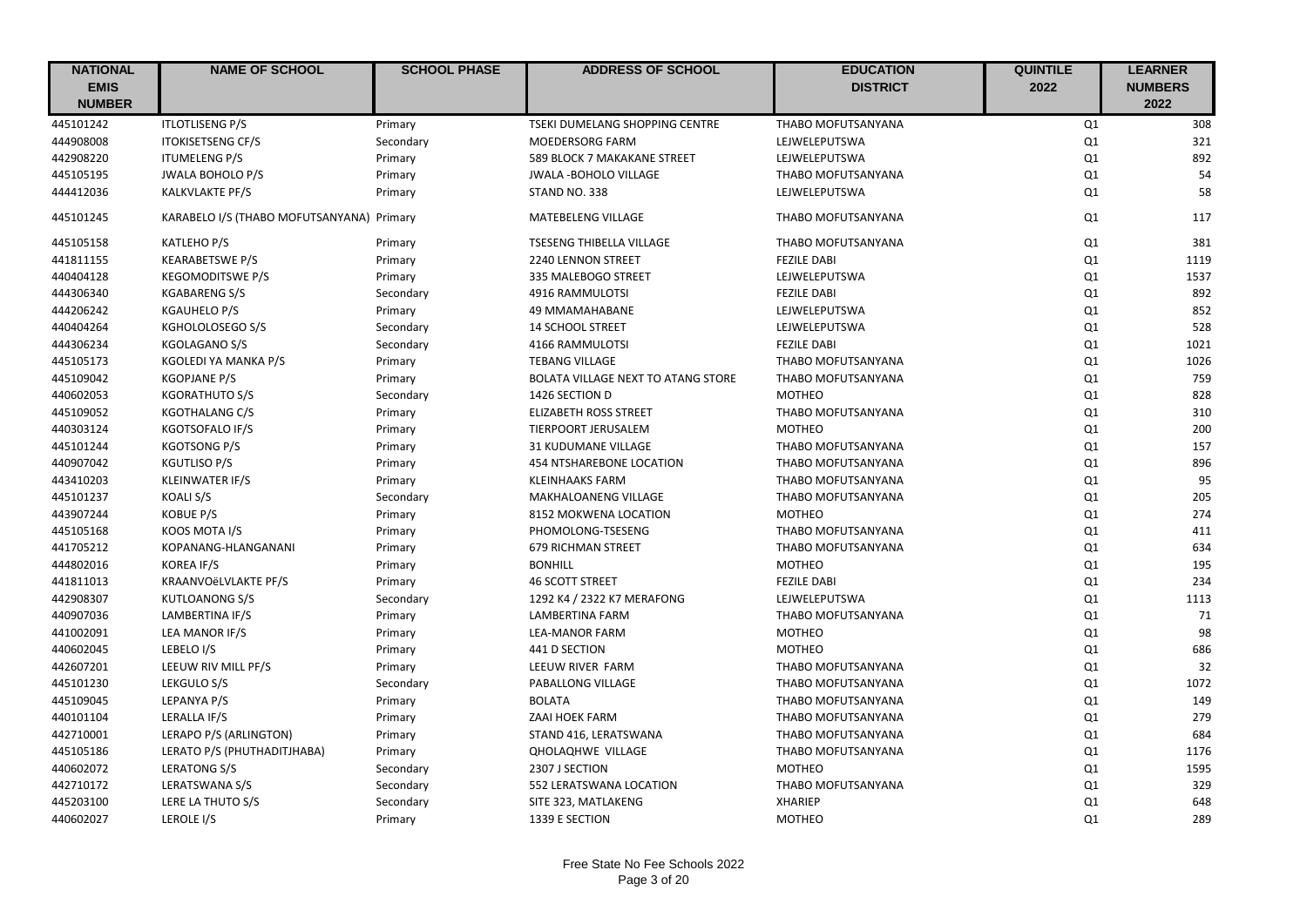| NATIONAL EMIS NUMBER | NAME OF SCHOOL | SCHOOL PHASE | ADDRESS OF SCHOOL | EDUCATION DISTRICT | QUINTILE 2022 | LEARNER NUMBERS 2022 |
|---|---|---|---|---|---|---|
| 445101242 | ITLOTLISENG P/S | Primary | TSEKI DUMELANG SHOPPING CENTRE | THABO MOFUTSANYANA | Q1 | 308 |
| 444908008 | ITOKISETSENG CF/S | Secondary | MOEDERSORG FARM | LEJWELEPUTSWA | Q1 | 321 |
| 442908220 | ITUMELENG P/S | Primary | 589 BLOCK 7 MAKAKANE STREET | LEJWELEPUTSWA | Q1 | 892 |
| 445105195 | JWALA BOHOLO P/S | Primary | JWALA -BOHOLO VILLAGE | THABO MOFUTSANYANA | Q1 | 54 |
| 444412036 | KALKVLAKTE PF/S | Primary | STAND NO. 338 | LEJWELEPUTSWA | Q1 | 58 |
| 445101245 | KARABELO I/S (THABO MOFUTSANYANA) | Primary | MATEBELENG VILLAGE | THABO MOFUTSANYANA | Q1 | 117 |
| 445105158 | KATLEHO P/S | Primary | TSESENG THIBELLA VILLAGE | THABO MOFUTSANYANA | Q1 | 381 |
| 441811155 | KEARABETSWE P/S | Primary | 2240 LENNON STREET | FEZILE DABI | Q1 | 1119 |
| 440404128 | KEGOMODITSWE P/S | Primary | 335 MALEBOGO STREET | LEJWELEPUTSWA | Q1 | 1537 |
| 444306340 | KGABARENG S/S | Secondary | 4916 RAMMULOTSI | FEZILE DABI | Q1 | 892 |
| 444206242 | KGAUHELO P/S | Primary | 49 MMAMAHABANE | LEJWELEPUTSWA | Q1 | 852 |
| 440404264 | KGHOLOLOSEGO S/S | Secondary | 14 SCHOOL STREET | LEJWELEPUTSWA | Q1 | 528 |
| 444306234 | KGOLAGANO S/S | Secondary | 4166 RAMMULOTSI | FEZILE DABI | Q1 | 1021 |
| 445105173 | KGOLEDI YA MANKA P/S | Primary | TEBANG VILLAGE | THABO MOFUTSANYANA | Q1 | 1026 |
| 445109042 | KGOPJANE P/S | Primary | BOLATA VILLAGE NEXT TO ATANG STORE | THABO MOFUTSANYANA | Q1 | 759 |
| 440602053 | KGORATHUTO S/S | Secondary | 1426 SECTION D | MOTHEO | Q1 | 828 |
| 445109052 | KGOTHALANG C/S | Primary | ELIZABETH ROSS STREET | THABO MOFUTSANYANA | Q1 | 310 |
| 440303124 | KGOTSOFALO IF/S | Primary | TIERPOORT JERUSALEM | MOTHEO | Q1 | 200 |
| 445101244 | KGOTSONG P/S | Primary | 31 KUDUMANE VILLAGE | THABO MOFUTSANYANA | Q1 | 157 |
| 440907042 | KGUTLISO P/S | Primary | 454 NTSHAREBONE LOCATION | THABO MOFUTSANYANA | Q1 | 896 |
| 443410203 | KLEINWATER IF/S | Primary | KLEINHAAKS FARM | THABO MOFUTSANYANA | Q1 | 95 |
| 445101237 | KOALI S/S | Secondary | MAKHALOANENG VILLAGE | THABO MOFUTSANYANA | Q1 | 205 |
| 443907244 | KOBUE P/S | Primary | 8152 MOKWENA LOCATION | MOTHEO | Q1 | 274 |
| 445105168 | KOOS MOTA I/S | Primary | PHOMOLONG-TSESENG | THABO MOFUTSANYANA | Q1 | 411 |
| 441705212 | KOPANANG-HLANGANANI | Primary | 679 RICHMAN STREET | THABO MOFUTSANYANA | Q1 | 634 |
| 444802016 | KOREA IF/S | Primary | BONHILL | MOTHEO | Q1 | 195 |
| 441811013 | KRAANVOëLVLAKTE PF/S | Primary | 46 SCOTT STREET | FEZILE DABI | Q1 | 234 |
| 442908307 | KUTLOANONG S/S | Secondary | 1292 K4 / 2322 K7 MERAFONG | LEJWELEPUTSWA | Q1 | 1113 |
| 440907036 | LAMBERTINA IF/S | Primary | LAMBERTINA FARM | THABO MOFUTSANYANA | Q1 | 71 |
| 441002091 | LEA MANOR IF/S | Primary | LEA-MANOR FARM | MOTHEO | Q1 | 98 |
| 440602045 | LEBELO I/S | Primary | 441 D SECTION | MOTHEO | Q1 | 686 |
| 442607201 | LEEUW RIV MILL PF/S | Primary | LEEUW RIVER FARM | THABO MOFUTSANYANA | Q1 | 32 |
| 445101230 | LEKGULO S/S | Secondary | PABALLONG VILLAGE | THABO MOFUTSANYANA | Q1 | 1072 |
| 445109045 | LEPANYA P/S | Primary | BOLATA | THABO MOFUTSANYANA | Q1 | 149 |
| 440101104 | LERALLA IF/S | Primary | ZAAI HOEK FARM | THABO MOFUTSANYANA | Q1 | 279 |
| 442710001 | LERAPO P/S (ARLINGTON) | Primary | STAND 416, LERATSWANA | THABO MOFUTSANYANA | Q1 | 684 |
| 445105186 | LERATO P/S (PHUTHADITJHABA) | Primary | QHOLAQHWE VILLAGE | THABO MOFUTSANYANA | Q1 | 1176 |
| 440602072 | LERATONG S/S | Secondary | 2307 J SECTION | MOTHEO | Q1 | 1595 |
| 442710172 | LERATSWANA S/S | Secondary | 552 LERATSWANA LOCATION | THABO MOFUTSANYANA | Q1 | 329 |
| 445203100 | LERE LA THUTO S/S | Secondary | SITE 323, MATLAKENG | XHARIEP | Q1 | 648 |
| 440602027 | LEROLE I/S | Primary | 1339 E SECTION | MOTHEO | Q1 | 289 |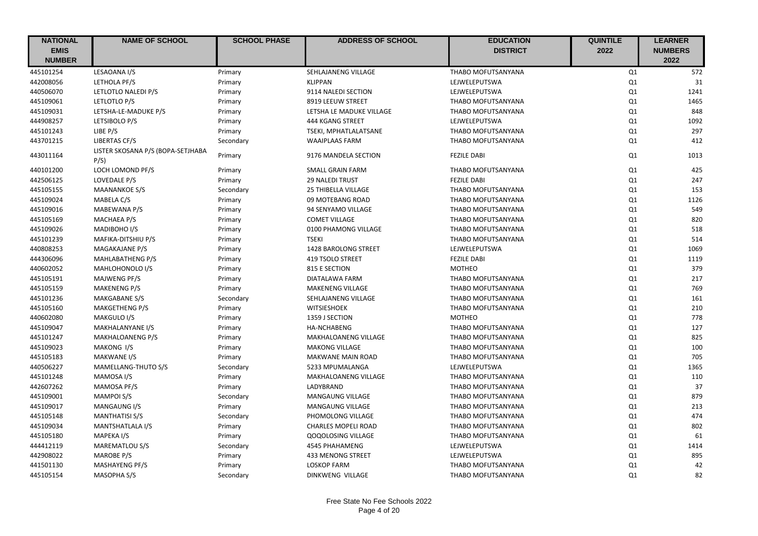| NATIONAL EMIS NUMBER | NAME OF SCHOOL | SCHOOL PHASE | ADDRESS OF SCHOOL | EDUCATION DISTRICT | QUINTILE 2022 | LEARNER NUMBERS 2022 |
|---|---|---|---|---|---|---|
| 445101254 | LESAOANA I/S | Primary | SEHLAJANENG VILLAGE | THABO MOFUTSANYANA | Q1 | 572 |
| 442008056 | LETHOLA PF/S | Primary | KLIPPAN | LEJWELEPUTSWA | Q1 | 31 |
| 440506070 | LETLOTLO NALEDI P/S | Primary | 9114 NALEDI SECTION | LEJWELEPUTSWA | Q1 | 1241 |
| 445109061 | LETLOTLO P/S | Primary | 8919 LEEUW STREET | THABO MOFUTSANYANA | Q1 | 1465 |
| 445109031 | LETSHA-LE-MADUKE P/S | Primary | LETSHA LE MADUKE VILLAGE | THABO MOFUTSANYANA | Q1 | 848 |
| 444908257 | LETSIBOLO P/S | Primary | 444 KGANG STREET | LEJWELEPUTSWA | Q1 | 1092 |
| 445101243 | LIBE P/S | Primary | TSEKI, MPHATLALATSANE | THABO MOFUTSANYANA | Q1 | 297 |
| 443701215 | LIBERTAS CF/S | Secondary | WAAIPLAAS FARM | THABO MOFUTSANYANA | Q1 | 412 |
| 443011164 | LISTER SKOSANA P/S (BOPA-SETJHABA P/S) | Primary | 9176 MANDELA SECTION | FEZILE DABI | Q1 | 1013 |
| 440101200 | LOCH LOMOND PF/S | Primary | SMALL GRAIN FARM | THABO MOFUTSANYANA | Q1 | 425 |
| 442506125 | LOVEDALE P/S | Primary | 29 NALEDI TRUST | FEZILE DABI | Q1 | 247 |
| 445105155 | MAANANKOE S/S | Secondary | 25 THIBELLA VILLAGE | THABO MOFUTSANYANA | Q1 | 153 |
| 445109024 | MABELA C/S | Primary | 09 MOTEBANG ROAD | THABO MOFUTSANYANA | Q1 | 1126 |
| 445109016 | MABEWANA P/S | Primary | 94 SENYAMO VILLAGE | THABO MOFUTSANYANA | Q1 | 549 |
| 445105169 | MACHAEA P/S | Primary | COMET VILLAGE | THABO MOFUTSANYANA | Q1 | 820 |
| 445109026 | MADIBOHO I/S | Primary | 0100 PHAMONG VILLAGE | THABO MOFUTSANYANA | Q1 | 518 |
| 445101239 | MAFIKA-DITSHIU P/S | Primary | TSEKI | THABO MOFUTSANYANA | Q1 | 514 |
| 440808253 | MAGAKAJANE P/S | Primary | 1428 BAROLONG STREET | LEJWELEPUTSWA | Q1 | 1069 |
| 444306096 | MAHLABATHENG P/S | Primary | 419 TSOLO STREET | FEZILE DABI | Q1 | 1119 |
| 440602052 | MAHLOHONOLO I/S | Primary | 815 E SECTION | MOTHEO | Q1 | 379 |
| 445105191 | MAJWENG PF/S | Primary | DIATALAWA FARM | THABO MOFUTSANYANA | Q1 | 217 |
| 445105159 | MAKENENG P/S | Primary | MAKENENG VILLAGE | THABO MOFUTSANYANA | Q1 | 769 |
| 445101236 | MAKGABANE S/S | Secondary | SEHLAJANENG VILLAGE | THABO MOFUTSANYANA | Q1 | 161 |
| 445105160 | MAKGETHENG P/S | Primary | WITSIESHOEK | THABO MOFUTSANYANA | Q1 | 210 |
| 440602080 | MAKGULO I/S | Primary | 1359 J SECTION | MOTHEO | Q1 | 778 |
| 445109047 | MAKHALANYANE I/S | Primary | HA-NCHABENG | THABO MOFUTSANYANA | Q1 | 127 |
| 445101247 | MAKHALOANENG P/S | Primary | MAKHALOANENG VILLAGE | THABO MOFUTSANYANA | Q1 | 825 |
| 445109023 | MAKONG I/S | Primary | MAKONG VILLAGE | THABO MOFUTSANYANA | Q1 | 100 |
| 445105183 | MAKWANE I/S | Primary | MAKWANE MAIN ROAD | THABO MOFUTSANYANA | Q1 | 705 |
| 440506227 | MAMELLANG-THUTO S/S | Secondary | 5233 MPUMALANGA | LEJWELEPUTSWA | Q1 | 1365 |
| 445101248 | MAMOSA I/S | Primary | MAKHALOANENG VILLAGE | THABO MOFUTSANYANA | Q1 | 110 |
| 442607262 | MAMOSA PF/S | Primary | LADYBRAND | THABO MOFUTSANYANA | Q1 | 37 |
| 445109001 | MAMPOI S/S | Secondary | MANGAUNG VILLAGE | THABO MOFUTSANYANA | Q1 | 879 |
| 445109017 | MANGAUNG I/S | Primary | MANGAUNG VILLAGE | THABO MOFUTSANYANA | Q1 | 213 |
| 445105148 | MANTHATISI S/S | Secondary | PHOMOLONG VILLAGE | THABO MOFUTSANYANA | Q1 | 474 |
| 445109034 | MANTSHATLALA I/S | Primary | CHARLES MOPELI ROAD | THABO MOFUTSANYANA | Q1 | 802 |
| 445105180 | MAPEKA I/S | Primary | QOQOLOSING VILLAGE | THABO MOFUTSANYANA | Q1 | 61 |
| 444412119 | MAREMATLOU S/S | Secondary | 4545 PHAHAMENG | LEJWELEPUTSWA | Q1 | 1414 |
| 442908022 | MAROBE P/S | Primary | 433 MENONG STREET | LEJWELEPUTSWA | Q1 | 895 |
| 441501130 | MASHAYENG PF/S | Primary | LOSKOP FARM | THABO MOFUTSANYANA | Q1 | 42 |
| 445105154 | MASOPHA S/S | Secondary | DINKWENG VILLAGE | THABO MOFUTSANYANA | Q1 | 82 |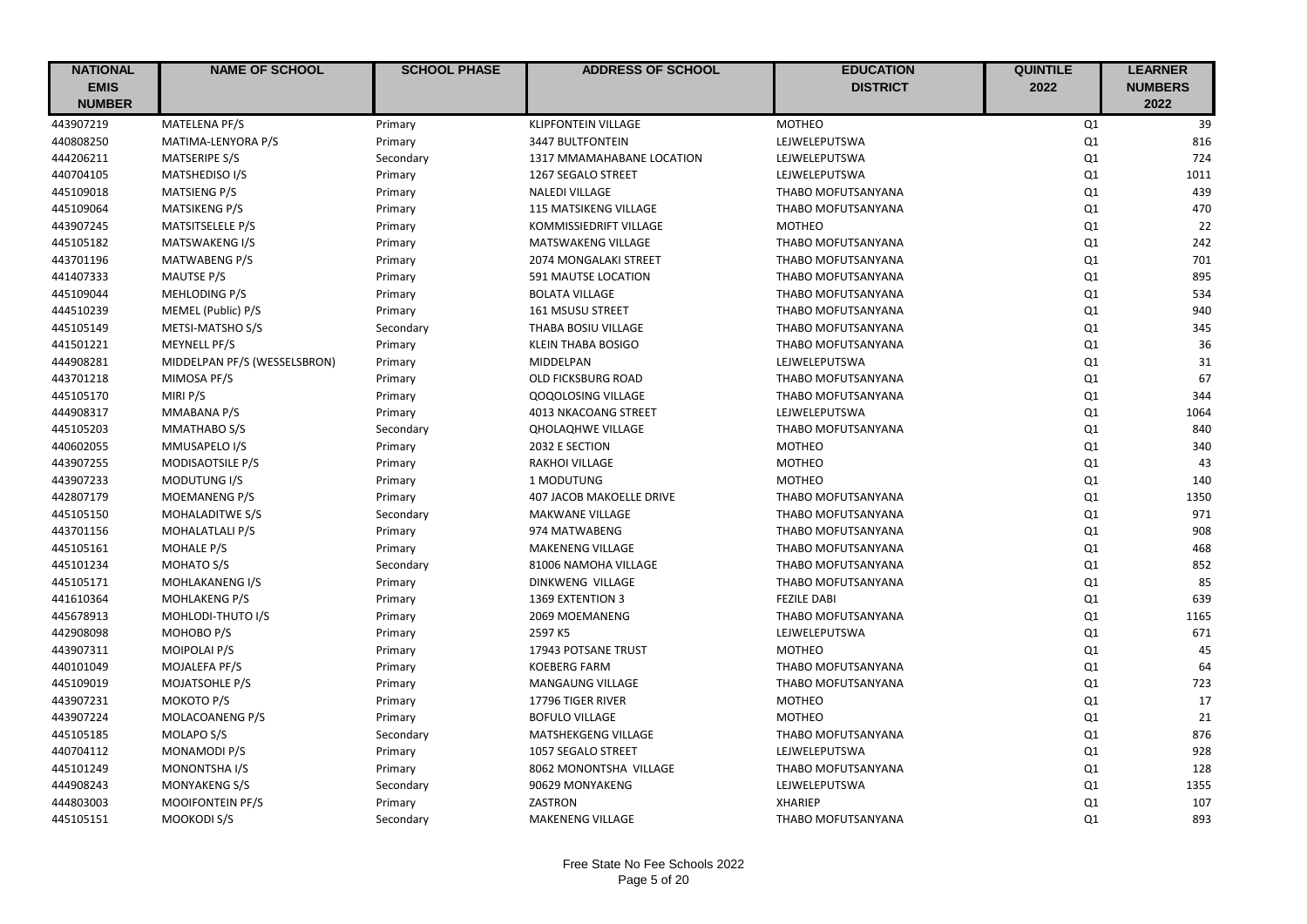| NATIONAL EMIS NUMBER | NAME OF SCHOOL | SCHOOL PHASE | ADDRESS OF SCHOOL | EDUCATION DISTRICT | QUINTILE 2022 | LEARNER NUMBERS 2022 |
|---|---|---|---|---|---|---|
| 443907219 | MATELENA PF/S | Primary | KLIPFONTEIN VILLAGE | MOTHEO | Q1 | 39 |
| 440808250 | MATIMA-LENYORA P/S | Primary | 3447 BULTFONTEIN | LEJWELEPUTSWA | Q1 | 816 |
| 444206211 | MATSERIPE S/S | Secondary | 1317 MMAMAHABANE LOCATION | LEJWELEPUTSWA | Q1 | 724 |
| 440704105 | MATSHEDISO I/S | Primary | 1267 SEGALO STREET | LEJWELEPUTSWA | Q1 | 1011 |
| 445109018 | MATSIENG P/S | Primary | NALEDI VILLAGE | THABO MOFUTSANYANA | Q1 | 439 |
| 445109064 | MATSIKENG P/S | Primary | 115 MATSIKENG VILLAGE | THABO MOFUTSANYANA | Q1 | 470 |
| 443907245 | MATSITSELELE P/S | Primary | KOMMISSIEDRIFT VILLAGE | MOTHEO | Q1 | 22 |
| 445105182 | MATSWAKENG I/S | Primary | MATSWAKENG VILLAGE | THABO MOFUTSANYANA | Q1 | 242 |
| 443701196 | MATWABENG P/S | Primary | 2074 MONGALAKI STREET | THABO MOFUTSANYANA | Q1 | 701 |
| 441407333 | MAUTSE P/S | Primary | 591 MAUTSE LOCATION | THABO MOFUTSANYANA | Q1 | 895 |
| 445109044 | MEHLODING P/S | Primary | BOLATA VILLAGE | THABO MOFUTSANYANA | Q1 | 534 |
| 444510239 | MEMEL (Public) P/S | Primary | 161 MSUSU STREET | THABO MOFUTSANYANA | Q1 | 940 |
| 445105149 | METSI-MATSHO S/S | Secondary | THABA BOSIU VILLAGE | THABO MOFUTSANYANA | Q1 | 345 |
| 441501221 | MEYNELL PF/S | Primary | KLEIN THABA BOSIGO | THABO MOFUTSANYANA | Q1 | 36 |
| 444908281 | MIDDELPAN PF/S (WESSELSBRON) | Primary | MIDDELPAN | LEJWELEPUTSWA | Q1 | 31 |
| 443701218 | MIMOSA PF/S | Primary | OLD FICKSBURG ROAD | THABO MOFUTSANYANA | Q1 | 67 |
| 445105170 | MIRI P/S | Primary | QOQOLOSING VILLAGE | THABO MOFUTSANYANA | Q1 | 344 |
| 444908317 | MMABANA P/S | Primary | 4013 NKACOANG STREET | LEJWELEPUTSWA | Q1 | 1064 |
| 445105203 | MMATHABO S/S | Secondary | QHOLAQHWE VILLAGE | THABO MOFUTSANYANA | Q1 | 840 |
| 440602055 | MMUSAPELO I/S | Primary | 2032 E SECTION | MOTHEO | Q1 | 340 |
| 443907255 | MODISAOTSILE P/S | Primary | RAKHOI VILLAGE | MOTHEO | Q1 | 43 |
| 443907233 | MODUTUNG I/S | Primary | 1 MODUTUNG | MOTHEO | Q1 | 140 |
| 442807179 | MOEMANENG P/S | Primary | 407 JACOB MAKOELLE DRIVE | THABO MOFUTSANYANA | Q1 | 1350 |
| 445105150 | MOHALADITWE S/S | Secondary | MAKWANE VILLAGE | THABO MOFUTSANYANA | Q1 | 971 |
| 443701156 | MOHALATLALI P/S | Primary | 974 MATWABENG | THABO MOFUTSANYANA | Q1 | 908 |
| 445105161 | MOHALE P/S | Primary | MAKENENG VILLAGE | THABO MOFUTSANYANA | Q1 | 468 |
| 445101234 | MOHATO S/S | Secondary | 81006 NAMOHA VILLAGE | THABO MOFUTSANYANA | Q1 | 852 |
| 445105171 | MOHLAKANENG I/S | Primary | DINKWENG VILLAGE | THABO MOFUTSANYANA | Q1 | 85 |
| 441610364 | MOHLAKENG P/S | Primary | 1369 EXTENTION 3 | FEZILE DABI | Q1 | 639 |
| 445678913 | MOHLODI-THUTO I/S | Primary | 2069 MOEMANENG | THABO MOFUTSANYANA | Q1 | 1165 |
| 442908098 | MOHOBO P/S | Primary | 2597 K5 | LEJWELEPUTSWA | Q1 | 671 |
| 443907311 | MOIPOLAI P/S | Primary | 17943 POTSANE TRUST | MOTHEO | Q1 | 45 |
| 440101049 | MOJALEFA PF/S | Primary | KOEBERG FARM | THABO MOFUTSANYANA | Q1 | 64 |
| 445109019 | MOJATSOHLE P/S | Primary | MANGAUNG VILLAGE | THABO MOFUTSANYANA | Q1 | 723 |
| 443907231 | MOKOTO P/S | Primary | 17796 TIGER RIVER | MOTHEO | Q1 | 17 |
| 443907224 | MOLACOANENG P/S | Primary | BOFULO VILLAGE | MOTHEO | Q1 | 21 |
| 445105185 | MOLAPO S/S | Secondary | MATSHEKGENG VILLAGE | THABO MOFUTSANYANA | Q1 | 876 |
| 440704112 | MONAMODI P/S | Primary | 1057 SEGALO STREET | LEJWELEPUTSWA | Q1 | 928 |
| 445101249 | MONONTSHA I/S | Primary | 8062 MONONTSHA VILLAGE | THABO MOFUTSANYANA | Q1 | 128 |
| 444908243 | MONYAKENG S/S | Secondary | 90629 MONYAKENG | LEJWELEPUTSWA | Q1 | 1355 |
| 444803003 | MOOIFONTEIN PF/S | Primary | ZASTRON | XHARIEP | Q1 | 107 |
| 445105151 | MOOKODI S/S | Secondary | MAKENENG VILLAGE | THABO MOFUTSANYANA | Q1 | 893 |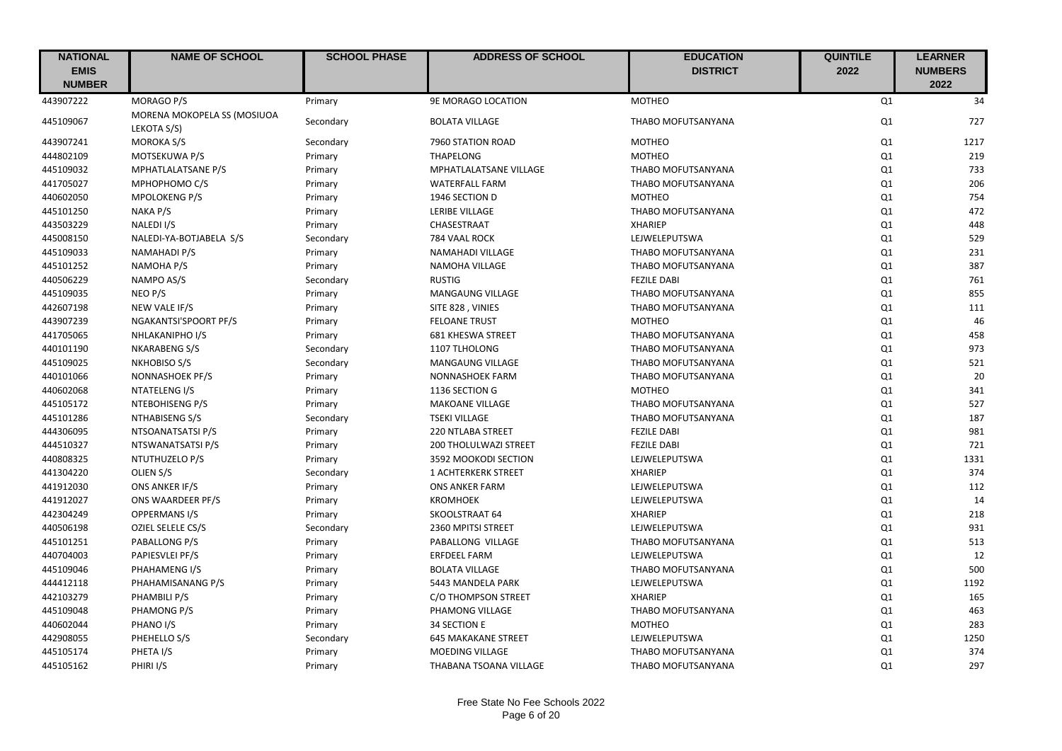| NATIONAL EMIS NUMBER | NAME OF SCHOOL | SCHOOL PHASE | ADDRESS OF SCHOOL | EDUCATION DISTRICT | QUINTILE 2022 | LEARNER NUMBERS 2022 |
|---|---|---|---|---|---|---|
| 443907222 | MORAGO P/S | Primary | 9E MORAGO LOCATION | MOTHEO | Q1 | 34 |
| 445109067 | MORENA MOKOPELA SS (MOSIUOA LEKOTA S/S) | Secondary | BOLATA VILLAGE | THABO MOFUTSANYANA | Q1 | 727 |
| 443907241 | MOROKA S/S | Secondary | 7960 STATION ROAD | MOTHEO | Q1 | 1217 |
| 444802109 | MOTSEKUWA P/S | Primary | THAPELONG | MOTHEO | Q1 | 219 |
| 445109032 | MPHATLALATSANE P/S | Primary | MPHATLALATSANE VILLAGE | THABO MOFUTSANYANA | Q1 | 733 |
| 441705027 | MPHOPHOMO C/S | Primary | WATERFALL FARM | THABO MOFUTSANYANA | Q1 | 206 |
| 440602050 | MPOLOKENG P/S | Primary | 1946 SECTION D | MOTHEO | Q1 | 754 |
| 445101250 | NAKA P/S | Primary | LERIBE VILLAGE | THABO MOFUTSANYANA | Q1 | 472 |
| 443503229 | NALEDI I/S | Primary | CHASESTRAAT | XHARIEP | Q1 | 448 |
| 445008150 | NALEDI-YA-BOTJABELA S/S | Secondary | 784 VAAL ROCK | LEJWELEPUTSWA | Q1 | 529 |
| 445109033 | NAMAHADI P/S | Primary | NAMAHADI VILLAGE | THABO MOFUTSANYANA | Q1 | 231 |
| 445101252 | NAMOHA P/S | Primary | NAMOHA VILLAGE | THABO MOFUTSANYANA | Q1 | 387 |
| 440506229 | NAMPO AS/S | Secondary | RUSTIG | FEZILE DABI | Q1 | 761 |
| 445109035 | NEO P/S | Primary | MANGAUNG VILLAGE | THABO MOFUTSANYANA | Q1 | 855 |
| 442607198 | NEW VALE IF/S | Primary | SITE 828 , VINIES | THABO MOFUTSANYANA | Q1 | 111 |
| 443907239 | NGAKANTSI'SPOORT PF/S | Primary | FELOANE TRUST | MOTHEO | Q1 | 46 |
| 441705065 | NHLAKANIPHO I/S | Primary | 681 KHESWA STREET | THABO MOFUTSANYANA | Q1 | 458 |
| 440101190 | NKARABENG S/S | Secondary | 1107 TLHOLONG | THABO MOFUTSANYANA | Q1 | 973 |
| 445109025 | NKHOBISO S/S | Secondary | MANGAUNG VILLAGE | THABO MOFUTSANYANA | Q1 | 521 |
| 440101066 | NONNASHOEK PF/S | Primary | NONNASHOEK FARM | THABO MOFUTSANYANA | Q1 | 20 |
| 440602068 | NTATELENG I/S | Primary | 1136 SECTION G | MOTHEO | Q1 | 341 |
| 445105172 | NTEBOHISENG P/S | Primary | MAKOANE VILLAGE | THABO MOFUTSANYANA | Q1 | 527 |
| 445101286 | NTHABISENG S/S | Secondary | TSEKI VILLAGE | THABO MOFUTSANYANA | Q1 | 187 |
| 444306095 | NTSOANATSATSI P/S | Primary | 220 NTLABA STREET | FEZILE DABI | Q1 | 981 |
| 444510327 | NTSWANATSATSI P/S | Primary | 200 THOLULWAZI STREET | FEZILE DABI | Q1 | 721 |
| 440808325 | NTUTHUZELO P/S | Primary | 3592 MOOKODI SECTION | LEJWELEPUTSWA | Q1 | 1331 |
| 441304220 | OLIEN S/S | Secondary | 1 ACHTERKERK STREET | XHARIEP | Q1 | 374 |
| 441912030 | ONS ANKER IF/S | Primary | ONS ANKER FARM | LEJWELEPUTSWA | Q1 | 112 |
| 441912027 | ONS WAARDEER PF/S | Primary | KROMHOEK | LEJWELEPUTSWA | Q1 | 14 |
| 442304249 | OPPERMANS I/S | Primary | SKOOLSTRAAT 64 | XHARIEP | Q1 | 218 |
| 440506198 | OZIEL SELELE CS/S | Secondary | 2360 MPITSI STREET | LEJWELEPUTSWA | Q1 | 931 |
| 445101251 | PABALLONG P/S | Primary | PABALLONG VILLAGE | THABO MOFUTSANYANA | Q1 | 513 |
| 440704003 | PAPIESVLEI PF/S | Primary | ERFDEEL FARM | LEJWELEPUTSWA | Q1 | 12 |
| 445109046 | PHAHAMENG I/S | Primary | BOLATA VILLAGE | THABO MOFUTSANYANA | Q1 | 500 |
| 444412118 | PHAHAMISANANG P/S | Primary | 5443 MANDELA PARK | LEJWELEPUTSWA | Q1 | 1192 |
| 442103279 | PHAMBILI P/S | Primary | C/O THOMPSON STREET | XHARIEP | Q1 | 165 |
| 445109048 | PHAMONG P/S | Primary | PHAMONG VILLAGE | THABO MOFUTSANYANA | Q1 | 463 |
| 440602044 | PHANO I/S | Primary | 34 SECTION E | MOTHEO | Q1 | 283 |
| 442908055 | PHEHELLO S/S | Secondary | 645 MAKAKANE STREET | LEJWELEPUTSWA | Q1 | 1250 |
| 445105174 | PHETA I/S | Primary | MOEDING VILLAGE | THABO MOFUTSANYANA | Q1 | 374 |
| 445105162 | PHIRI I/S | Primary | THABANA TSOANA VILLAGE | THABO MOFUTSANYANA | Q1 | 297 |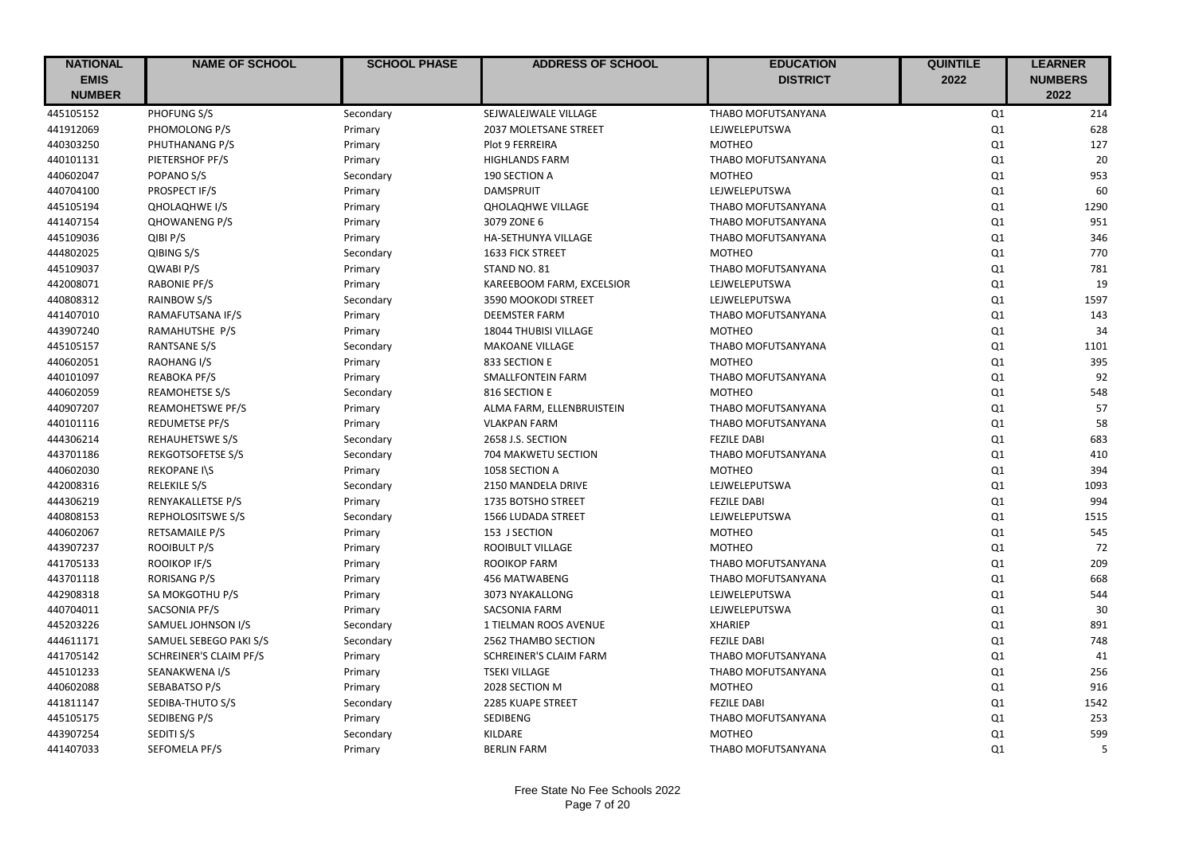| NATIONAL EMIS NUMBER | NAME OF SCHOOL | SCHOOL PHASE | ADDRESS OF SCHOOL | EDUCATION DISTRICT | QUINTILE 2022 | LEARNER NUMBERS 2022 |
|---|---|---|---|---|---|---|
| 445105152 | PHOFUNG S/S | Secondary | SEJWALEJWALE VILLAGE | THABO MOFUTSANYANA | Q1 | 214 |
| 441912069 | PHOMOLONG P/S | Primary | 2037 MOLETSANE STREET | LEJWELEPUTSWA | Q1 | 628 |
| 440303250 | PHUTHANANG P/S | Primary | Plot 9 FERREIRA | MOTHEO | Q1 | 127 |
| 440101131 | PIETERSHOF PF/S | Primary | HIGHLANDS FARM | THABO MOFUTSANYANA | Q1 | 20 |
| 440602047 | POPANO S/S | Secondary | 190 SECTION A | MOTHEO | Q1 | 953 |
| 440704100 | PROSPECT IF/S | Primary | DAMSPRUIT | LEJWELEPUTSWA | Q1 | 60 |
| 445105194 | QHOLAQHWE I/S | Primary | QHOLAQHWE VILLAGE | THABO MOFUTSANYANA | Q1 | 1290 |
| 441407154 | QHOWANENG P/S | Primary | 3079 ZONE 6 | THABO MOFUTSANYANA | Q1 | 951 |
| 445109036 | QIBI P/S | Primary | HA-SETHUNYA VILLAGE | THABO MOFUTSANYANA | Q1 | 346 |
| 444802025 | QIBING S/S | Secondary | 1633 FICK STREET | MOTHEO | Q1 | 770 |
| 445109037 | QWABI P/S | Primary | STAND NO. 81 | THABO MOFUTSANYANA | Q1 | 781 |
| 442008071 | RABONIE PF/S | Primary | KAREEBOOM FARM, EXCELSIOR | LEJWELEPUTSWA | Q1 | 19 |
| 440808312 | RAINBOW S/S | Secondary | 3590 MOOKODI STREET | LEJWELEPUTSWA | Q1 | 1597 |
| 441407010 | RAMAFUTSANA IF/S | Primary | DEEMSTER FARM | THABO MOFUTSANYANA | Q1 | 143 |
| 443907240 | RAMAHUTSHE P/S | Primary | 18044 THUBISI VILLAGE | MOTHEO | Q1 | 34 |
| 445105157 | RANTSANE S/S | Secondary | MAKOANE VILLAGE | THABO MOFUTSANYANA | Q1 | 1101 |
| 440602051 | RAOHANG I/S | Primary | 833 SECTION E | MOTHEO | Q1 | 395 |
| 440101097 | REABOKA PF/S | Primary | SMALLFONTEIN FARM | THABO MOFUTSANYANA | Q1 | 92 |
| 440602059 | REAMOHETSE S/S | Secondary | 816 SECTION E | MOTHEO | Q1 | 548 |
| 440907207 | REAMOHETSWE PF/S | Primary | ALMA FARM, ELLENBRUISTEIN | THABO MOFUTSANYANA | Q1 | 57 |
| 440101116 | REDUMETSE PF/S | Primary | VLAKPAN FARM | THABO MOFUTSANYANA | Q1 | 58 |
| 444306214 | REHAUHETSWE S/S | Secondary | 2658 J.S. SECTION | FEZILE DABI | Q1 | 683 |
| 443701186 | REKGOTSOFETSE S/S | Secondary | 704 MAKWETU SECTION | THABO MOFUTSANYANA | Q1 | 410 |
| 440602030 | REKOPANE I\S | Primary | 1058 SECTION A | MOTHEO | Q1 | 394 |
| 442008316 | RELEKILE S/S | Secondary | 2150 MANDELA DRIVE | LEJWELEPUTSWA | Q1 | 1093 |
| 444306219 | RENYAKALLETSE P/S | Primary | 1735 BOTSHO STREET | FEZILE DABI | Q1 | 994 |
| 440808153 | REPHOLOSITSWE S/S | Secondary | 1566 LUDADA STREET | LEJWELEPUTSWA | Q1 | 1515 |
| 440602067 | RETSAMAILE P/S | Primary | 153 J SECTION | MOTHEO | Q1 | 545 |
| 443907237 | ROOIBULT P/S | Primary | ROOIBULT VILLAGE | MOTHEO | Q1 | 72 |
| 441705133 | ROOIKOP IF/S | Primary | ROOIKOP FARM | THABO MOFUTSANYANA | Q1 | 209 |
| 443701118 | RORISANG P/S | Primary | 456 MATWABENG | THABO MOFUTSANYANA | Q1 | 668 |
| 442908318 | SA MOKGOTHU P/S | Primary | 3073 NYAKALLONG | LEJWELEPUTSWA | Q1 | 544 |
| 440704011 | SACSONIA PF/S | Primary | SACSONIA FARM | LEJWELEPUTSWA | Q1 | 30 |
| 445203226 | SAMUEL JOHNSON I/S | Secondary | 1 TIELMAN ROOS AVENUE | XHARIEP | Q1 | 891 |
| 444611171 | SAMUEL SEBEGO PAKI S/S | Secondary | 2562 THAMBO SECTION | FEZILE DABI | Q1 | 748 |
| 441705142 | SCHREINER'S CLAIM PF/S | Primary | SCHREINER'S CLAIM FARM | THABO MOFUTSANYANA | Q1 | 41 |
| 445101233 | SEANAKWENA I/S | Primary | TSEKI VILLAGE | THABO MOFUTSANYANA | Q1 | 256 |
| 440602088 | SEBABATSO P/S | Primary | 2028 SECTION M | MOTHEO | Q1 | 916 |
| 441811147 | SEDIBA-THUTO S/S | Secondary | 2285 KUAPE STREET | FEZILE DABI | Q1 | 1542 |
| 445105175 | SEDIBENG P/S | Primary | SEDIBENG | THABO MOFUTSANYANA | Q1 | 253 |
| 443907254 | SEDITI S/S | Secondary | KILDARE | MOTHEO | Q1 | 599 |
| 441407033 | SEFOMELA PF/S | Primary | BERLIN FARM | THABO MOFUTSANYANA | Q1 | 5 |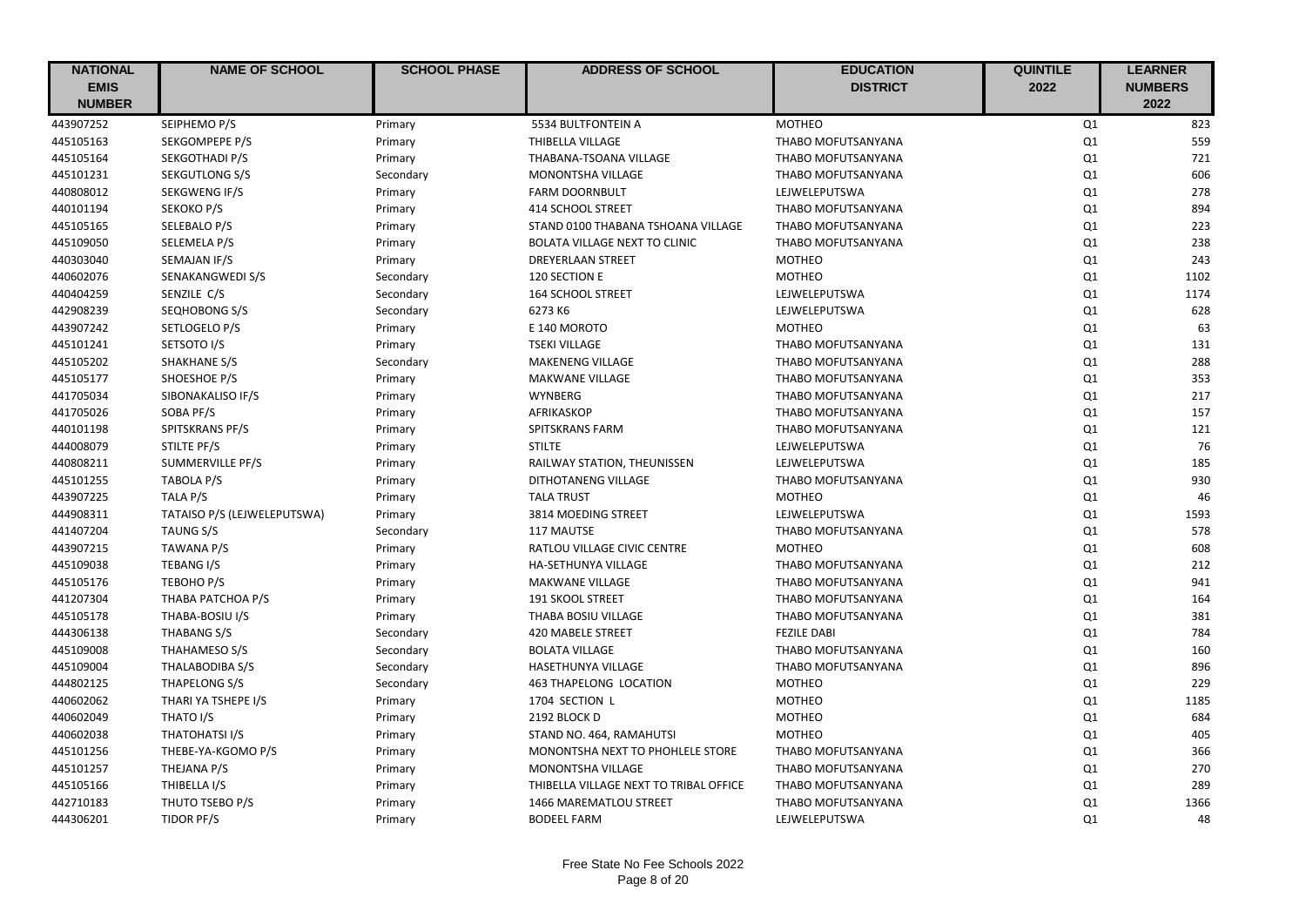| NATIONAL EMIS NUMBER | NAME OF SCHOOL | SCHOOL PHASE | ADDRESS OF SCHOOL | EDUCATION DISTRICT | QUINTILE 2022 | LEARNER NUMBERS 2022 |
|---|---|---|---|---|---|---|
| 443907252 | SEIPHEMO P/S | Primary | 5534 BULTFONTEIN A | MOTHEO | Q1 | 823 |
| 445105163 | SEKGOMPEPE P/S | Primary | THIBELLA VILLAGE | THABO MOFUTSANYANA | Q1 | 559 |
| 445105164 | SEKGOTHADI P/S | Primary | THABANA-TSOANA VILLAGE | THABO MOFUTSANYANA | Q1 | 721 |
| 445101231 | SEKGUTLONG S/S | Secondary | MONONTSHA VILLAGE | THABO MOFUTSANYANA | Q1 | 606 |
| 440808012 | SEKGWENG IF/S | Primary | FARM DOORNBULT | LEJWELEPUTSWA | Q1 | 278 |
| 440101194 | SEKOKO P/S | Primary | 414 SCHOOL STREET | THABO MOFUTSANYANA | Q1 | 894 |
| 445105165 | SELEBALO P/S | Primary | STAND 0100 THABANA TSHOANA VILLAGE | THABO MOFUTSANYANA | Q1 | 223 |
| 445109050 | SELEMELA P/S | Primary | BOLATA VILLAGE NEXT TO CLINIC | THABO MOFUTSANYANA | Q1 | 238 |
| 440303040 | SEMAJAN IF/S | Primary | DREYERLAAN STREET | MOTHEO | Q1 | 243 |
| 440602076 | SENAKANGWEDI S/S | Secondary | 120 SECTION E | MOTHEO | Q1 | 1102 |
| 440404259 | SENZILE C/S | Secondary | 164 SCHOOL STREET | LEJWELEPUTSWA | Q1 | 1174 |
| 442908239 | SEQHOBONG S/S | Secondary | 6273 K6 | LEJWELEPUTSWA | Q1 | 628 |
| 443907242 | SETLOGELO P/S | Primary | E 140 MOROTO | MOTHEO | Q1 | 63 |
| 445101241 | SETSOTO I/S | Primary | TSEKI VILLAGE | THABO MOFUTSANYANA | Q1 | 131 |
| 445105202 | SHAKHANE S/S | Secondary | MAKENENG VILLAGE | THABO MOFUTSANYANA | Q1 | 288 |
| 445105177 | SHOESHOE P/S | Primary | MAKWANE VILLAGE | THABO MOFUTSANYANA | Q1 | 353 |
| 441705034 | SIBONAKALISO IF/S | Primary | WYNBERG | THABO MOFUTSANYANA | Q1 | 217 |
| 441705026 | SOBA PF/S | Primary | AFRIKASKOP | THABO MOFUTSANYANA | Q1 | 157 |
| 440101198 | SPITSKRANS PF/S | Primary | SPITSKRANS FARM | THABO MOFUTSANYANA | Q1 | 121 |
| 444008079 | STILTE PF/S | Primary | STILTE | LEJWELEPUTSWA | Q1 | 76 |
| 440808211 | SUMMERVILLE PF/S | Primary | RAILWAY STATION, THEUNISSEN | LEJWELEPUTSWA | Q1 | 185 |
| 445101255 | TABOLA P/S | Primary | DITHOTANENG VILLAGE | THABO MOFUTSANYANA | Q1 | 930 |
| 443907225 | TALA P/S | Primary | TALA TRUST | MOTHEO | Q1 | 46 |
| 444908311 | TATAISO P/S (LEJWELEPUTSWA) | Primary | 3814 MOEDING STREET | LEJWELEPUTSWA | Q1 | 1593 |
| 441407204 | TAUNG S/S | Secondary | 117 MAUTSE | THABO MOFUTSANYANA | Q1 | 578 |
| 443907215 | TAWANA P/S | Primary | RATLOU VILLAGE CIVIC CENTRE | MOTHEO | Q1 | 608 |
| 445109038 | TEBANG I/S | Primary | HA-SETHUNYA VILLAGE | THABO MOFUTSANYANA | Q1 | 212 |
| 445105176 | TEBOHO P/S | Primary | MAKWANE VILLAGE | THABO MOFUTSANYANA | Q1 | 941 |
| 441207304 | THABA PATCHOA P/S | Primary | 191 SKOOL STREET | THABO MOFUTSANYANA | Q1 | 164 |
| 445105178 | THABA-BOSIU I/S | Primary | THABA BOSIU VILLAGE | THABO MOFUTSANYANA | Q1 | 381 |
| 444306138 | THABANG S/S | Secondary | 420 MABELE STREET | FEZILE DABI | Q1 | 784 |
| 445109008 | THAHAMESO S/S | Secondary | BOLATA VILLAGE | THABO MOFUTSANYANA | Q1 | 160 |
| 445109004 | THALABODIBA S/S | Secondary | HASETHUNYA VILLAGE | THABO MOFUTSANYANA | Q1 | 896 |
| 444802125 | THAPELONG S/S | Secondary | 463 THAPELONG LOCATION | MOTHEO | Q1 | 229 |
| 440602062 | THARI YA TSHEPE I/S | Primary | 1704 SECTION L | MOTHEO | Q1 | 1185 |
| 440602049 | THATO I/S | Primary | 2192 BLOCK D | MOTHEO | Q1 | 684 |
| 440602038 | THATOHATSI I/S | Primary | STAND NO. 464, RAMAHUTSI | MOTHEO | Q1 | 405 |
| 445101256 | THEBE-YA-KGOMO P/S | Primary | MONONTSHA NEXT TO PHOHLELE STORE | THABO MOFUTSANYANA | Q1 | 366 |
| 445101257 | THEJANA P/S | Primary | MONONTSHA VILLAGE | THABO MOFUTSANYANA | Q1 | 270 |
| 445105166 | THIBELLA I/S | Primary | THIBELLA VILLAGE NEXT TO TRIBAL OFFICE | THABO MOFUTSANYANA | Q1 | 289 |
| 442710183 | THUTO TSEBO P/S | Primary | 1466 MAREMATLOU STREET | THABO MOFUTSANYANA | Q1 | 1366 |
| 444306201 | TIDOR PF/S | Primary | BODEEL FARM | LEJWELEPUTSWA | Q1 | 48 |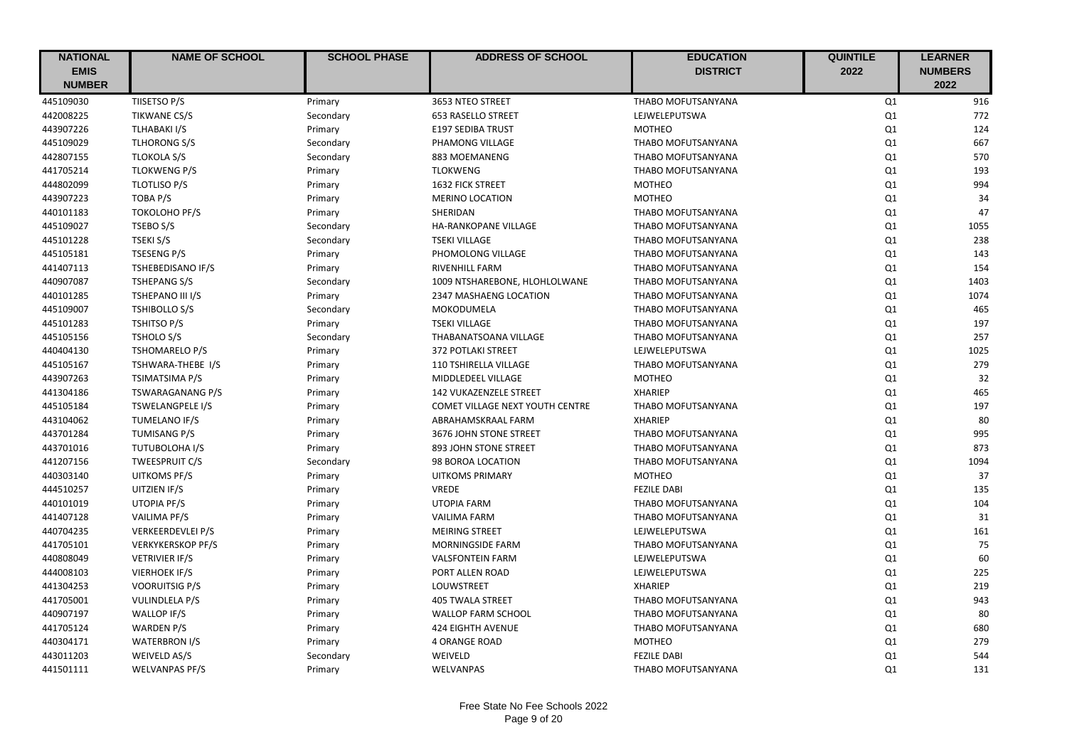| NATIONAL EMIS NUMBER | NAME OF SCHOOL | SCHOOL PHASE | ADDRESS OF SCHOOL | EDUCATION DISTRICT | QUINTILE 2022 | LEARNER NUMBERS 2022 |
|---|---|---|---|---|---|---|
| 445109030 | TIISETSO P/S | Primary | 3653 NTEO STREET | THABO MOFUTSANYANA | Q1 | 916 |
| 442008225 | TIKWANE CS/S | Secondary | 653 RASELLO STREET | LEJWELEPUTSWA | Q1 | 772 |
| 443907226 | TLHABAKI I/S | Primary | E197 SEDIBA TRUST | MOTHEO | Q1 | 124 |
| 445109029 | TLHORONG S/S | Secondary | PHAMONG VILLAGE | THABO MOFUTSANYANA | Q1 | 667 |
| 442807155 | TLOKOLA S/S | Secondary | 883 MOEMANENG | THABO MOFUTSANYANA | Q1 | 570 |
| 441705214 | TLOKWENG P/S | Primary | TLOKWENG | THABO MOFUTSANYANA | Q1 | 193 |
| 444802099 | TLOTLISO P/S | Primary | 1632 FICK STREET | MOTHEO | Q1 | 994 |
| 443907223 | TOBA P/S | Primary | MERINO LOCATION | MOTHEO | Q1 | 34 |
| 440101183 | TOKOLOHO PF/S | Primary | SHERIDAN | THABO MOFUTSANYANA | Q1 | 47 |
| 445109027 | TSEBO S/S | Secondary | HA-RANKOPANE VILLAGE | THABO MOFUTSANYANA | Q1 | 1055 |
| 445101228 | TSEKI S/S | Secondary | TSEKI VILLAGE | THABO MOFUTSANYANA | Q1 | 238 |
| 445105181 | TSESENG P/S | Primary | PHOMOLONG VILLAGE | THABO MOFUTSANYANA | Q1 | 143 |
| 441407113 | TSHEBEDISANO IF/S | Primary | RIVENHILL FARM | THABO MOFUTSANYANA | Q1 | 154 |
| 440907087 | TSHEPANG S/S | Secondary | 1009 NTSHAREBONE, HLOHLOLWANE | THABO MOFUTSANYANA | Q1 | 1403 |
| 440101285 | TSHEPANO III I/S | Primary | 2347 MASHAENG LOCATION | THABO MOFUTSANYANA | Q1 | 1074 |
| 445109007 | TSHIBOLLO S/S | Secondary | MOKODUMELA | THABO MOFUTSANYANA | Q1 | 465 |
| 445101283 | TSHITSO P/S | Primary | TSEKI VILLAGE | THABO MOFUTSANYANA | Q1 | 197 |
| 445105156 | TSHOLO S/S | Secondary | THABANATSOANA VILLAGE | THABO MOFUTSANYANA | Q1 | 257 |
| 440404130 | TSHOMARELO P/S | Primary | 372 POTLAKI STREET | LEJWELEPUTSWA | Q1 | 1025 |
| 445105167 | TSHWARA-THEBE I/S | Primary | 110 TSHIRELLA VILLAGE | THABO MOFUTSANYANA | Q1 | 279 |
| 443907263 | TSIMATSIMA P/S | Primary | MIDDLEDEEL VILLAGE | MOTHEO | Q1 | 32 |
| 441304186 | TSWARAGANANG P/S | Primary | 142 VUKAZENZELE STREET | XHARIEP | Q1 | 465 |
| 445105184 | TSWELANGPELE I/S | Primary | COMET VILLAGE NEXT YOUTH CENTRE | THABO MOFUTSANYANA | Q1 | 197 |
| 443104062 | TUMELANO IF/S | Primary | ABRAHAMSKRAAL FARM | XHARIEP | Q1 | 80 |
| 443701284 | TUMISANG P/S | Primary | 3676 JOHN STONE STREET | THABO MOFUTSANYANA | Q1 | 995 |
| 443701016 | TUTUBOLOHA I/S | Primary | 893 JOHN STONE STREET | THABO MOFUTSANYANA | Q1 | 873 |
| 441207156 | TWEESPRUIT C/S | Secondary | 98 BOROA LOCATION | THABO MOFUTSANYANA | Q1 | 1094 |
| 440303140 | UITKOMS PF/S | Primary | UITKOMS PRIMARY | MOTHEO | Q1 | 37 |
| 444510257 | UITZIEN IF/S | Primary | VREDE | FEZILE DABI | Q1 | 135 |
| 440101019 | UTOPIA PF/S | Primary | UTOPIA FARM | THABO MOFUTSANYANA | Q1 | 104 |
| 441407128 | VAILIMA PF/S | Primary | VAILIMA FARM | THABO MOFUTSANYANA | Q1 | 31 |
| 440704235 | VERKEERDEVLEI P/S | Primary | MEIRING STREET | LEJWELEPUTSWA | Q1 | 161 |
| 441705101 | VERKYKERSKOP PF/S | Primary | MORNINGSIDE FARM | THABO MOFUTSANYANA | Q1 | 75 |
| 440808049 | VETRIVIER IF/S | Primary | VALSFONTEIN FARM | LEJWELEPUTSWA | Q1 | 60 |
| 444008103 | VIERHOEK IF/S | Primary | PORT ALLEN ROAD | LEJWELEPUTSWA | Q1 | 225 |
| 441304253 | VOORUITSIG P/S | Primary | LOUWSTREET | XHARIEP | Q1 | 219 |
| 441705001 | VULINDLELA P/S | Primary | 405 TWALA STREET | THABO MOFUTSANYANA | Q1 | 943 |
| 440907197 | WALLOP IF/S | Primary | WALLOP FARM SCHOOL | THABO MOFUTSANYANA | Q1 | 80 |
| 441705124 | WARDEN P/S | Primary | 424 EIGHTH AVENUE | THABO MOFUTSANYANA | Q1 | 680 |
| 440304171 | WATERBRON I/S | Primary | 4 ORANGE ROAD | MOTHEO | Q1 | 279 |
| 443011203 | WEIVELD AS/S | Secondary | WEIVELD | FEZILE DABI | Q1 | 544 |
| 441501111 | WELVANPAS PF/S | Primary | WELVANPAS | THABO MOFUTSANYANA | Q1 | 131 |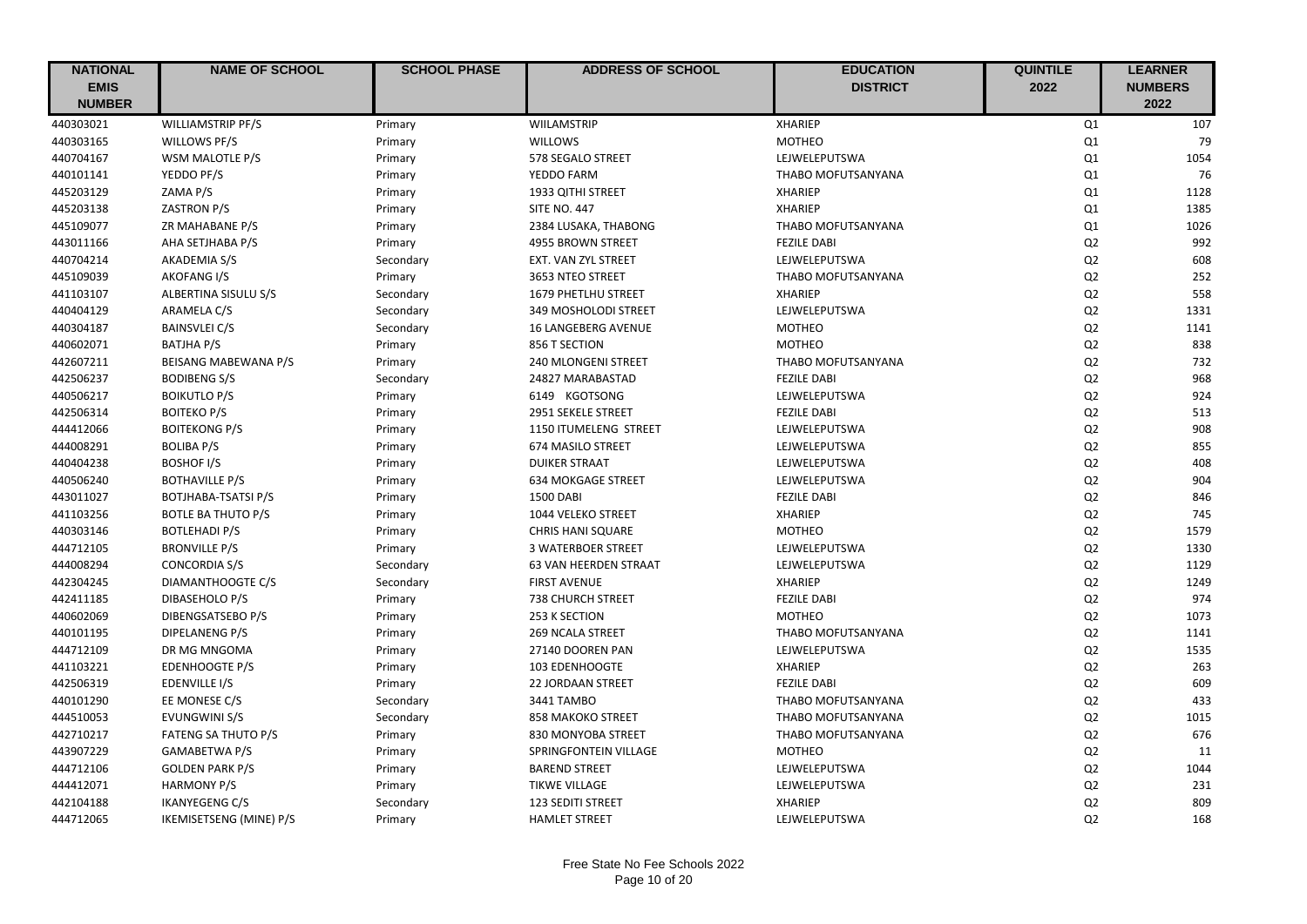| NATIONAL EMIS NUMBER | NAME OF SCHOOL | SCHOOL PHASE | ADDRESS OF SCHOOL | EDUCATION DISTRICT | QUINTILE 2022 | LEARNER NUMBERS 2022 |
|---|---|---|---|---|---|---|
| 440303021 | WILLIAMSTRIP PF/S | Primary | WIILAMSTRIP | XHARIEP | Q1 | 107 |
| 440303165 | WILLOWS PF/S | Primary | WILLOWS | MOTHEO | Q1 | 79 |
| 440704167 | WSM MALOTLE P/S | Primary | 578 SEGALO STREET | LEJWELEPUTSWA | Q1 | 1054 |
| 440101141 | YEDDO PF/S | Primary | YEDDO FARM | THABO MOFUTSANYANA | Q1 | 76 |
| 445203129 | ZAMA P/S | Primary | 1933 QITHI STREET | XHARIEP | Q1 | 1128 |
| 445203138 | ZASTRON P/S | Primary | SITE NO. 447 | XHARIEP | Q1 | 1385 |
| 445109077 | ZR MAHABANE P/S | Primary | 2384 LUSAKA, THABONG | THABO MOFUTSANYANA | Q1 | 1026 |
| 443011166 | AHA SETJHABA P/S | Primary | 4955 BROWN STREET | FEZILE DABI | Q2 | 992 |
| 440704214 | AKADEMIA S/S | Secondary | EXT. VAN ZYL STREET | LEJWELEPUTSWA | Q2 | 608 |
| 445109039 | AKOFANG I/S | Primary | 3653 NTEO STREET | THABO MOFUTSANYANA | Q2 | 252 |
| 441103107 | ALBERTINA SISULU S/S | Secondary | 1679 PHETLHU STREET | XHARIEP | Q2 | 558 |
| 440404129 | ARAMELA C/S | Secondary | 349 MOSHOLODI STREET | LEJWELEPUTSWA | Q2 | 1331 |
| 440304187 | BAINSVLEI C/S | Secondary | 16 LANGEBERG AVENUE | MOTHEO | Q2 | 1141 |
| 440602071 | BATJHA P/S | Primary | 856 T SECTION | MOTHEO | Q2 | 838 |
| 442607211 | BEISANG MABEWANA P/S | Primary | 240 MLONGENI STREET | THABO MOFUTSANYANA | Q2 | 732 |
| 442506237 | BODIBENG S/S | Secondary | 24827 MARABASTAD | FEZILE DABI | Q2 | 968 |
| 440506217 | BOIKUTLO P/S | Primary | 6149 KGOTSONG | LEJWELEPUTSWA | Q2 | 924 |
| 442506314 | BOITEKO P/S | Primary | 2951 SEKELE STREET | FEZILE DABI | Q2 | 513 |
| 444412066 | BOITEKONG P/S | Primary | 1150 ITUMELENG STREET | LEJWELEPUTSWA | Q2 | 908 |
| 444008291 | BOLIBA P/S | Primary | 674 MASILO STREET | LEJWELEPUTSWA | Q2 | 855 |
| 440404238 | BOSHOF I/S | Primary | DUIKER STRAAT | LEJWELEPUTSWA | Q2 | 408 |
| 440506240 | BOTHAVILLE P/S | Primary | 634 MOKGAGE STREET | LEJWELEPUTSWA | Q2 | 904 |
| 443011027 | BOTJHABA-TSATSI P/S | Primary | 1500 DABI | FEZILE DABI | Q2 | 846 |
| 441103256 | BOTLE BA THUTO P/S | Primary | 1044 VELEKO STREET | XHARIEP | Q2 | 745 |
| 440303146 | BOTLEHADI P/S | Primary | CHRIS HANI SQUARE | MOTHEO | Q2 | 1579 |
| 444712105 | BRONVILLE P/S | Primary | 3 WATERBOER STREET | LEJWELEPUTSWA | Q2 | 1330 |
| 444008294 | CONCORDIA S/S | Secondary | 63 VAN HEERDEN STRAAT | LEJWELEPUTSWA | Q2 | 1129 |
| 442304245 | DIAMANTHOOGTE C/S | Secondary | FIRST AVENUE | XHARIEP | Q2 | 1249 |
| 442411185 | DIBASEHOLO P/S | Primary | 738 CHURCH STREET | FEZILE DABI | Q2 | 974 |
| 440602069 | DIBENGSATSEBO P/S | Primary | 253 K SECTION | MOTHEO | Q2 | 1073 |
| 440101195 | DIPELANENG P/S | Primary | 269 NCALA STREET | THABO MOFUTSANYANA | Q2 | 1141 |
| 444712109 | DR MG MNGOMA | Primary | 27140 DOOREN PAN | LEJWELEPUTSWA | Q2 | 1535 |
| 441103221 | EDENHOOGTE P/S | Primary | 103 EDENHOOGTE | XHARIEP | Q2 | 263 |
| 442506319 | EDENVILLE I/S | Primary | 22 JORDAAN STREET | FEZILE DABI | Q2 | 609 |
| 440101290 | EE MONESE C/S | Secondary | 3441 TAMBO | THABO MOFUTSANYANA | Q2 | 433 |
| 444510053 | EVUNGWINI S/S | Secondary | 858 MAKOKO STREET | THABO MOFUTSANYANA | Q2 | 1015 |
| 442710217 | FATENG SA THUTO P/S | Primary | 830 MONYOBA STREET | THABO MOFUTSANYANA | Q2 | 676 |
| 443907229 | GAMABETWA P/S | Primary | SPRINGFONTEIN VILLAGE | MOTHEO | Q2 | 11 |
| 444712106 | GOLDEN PARK P/S | Primary | BAREND STREET | LEJWELEPUTSWA | Q2 | 1044 |
| 444412071 | HARMONY P/S | Primary | TIKWE VILLAGE | LEJWELEPUTSWA | Q2 | 231 |
| 442104188 | IKANYEGENG C/S | Secondary | 123 SEDITI STREET | XHARIEP | Q2 | 809 |
| 444712065 | IKEMISETSENG (MINE) P/S | Primary | HAMLET STREET | LEJWELEPUTSWA | Q2 | 168 |

Free State No Fee Schools 2022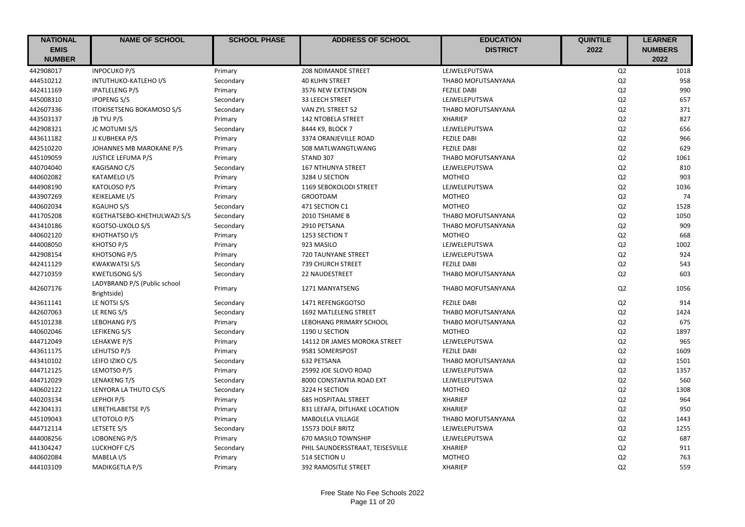| NATIONAL EMIS NUMBER | NAME OF SCHOOL | SCHOOL PHASE | ADDRESS OF SCHOOL | EDUCATION DISTRICT | QUINTILE 2022 | LEARNER NUMBERS 2022 |
|---|---|---|---|---|---|---|
| 442908017 | INPOCUKO P/S | Primary | 208 NDIMANDE STREET | LEJWELEPUTSWA | Q2 | 1018 |
| 444510212 | INTUTHUKO-KATLEHO I/S | Secondary | 40 KUHN STREET | THABO MOFUTSANYANA | Q2 | 958 |
| 442411169 | IPATLELENG P/S | Primary | 3576 NEW EXTENSION | FEZILE DABI | Q2 | 990 |
| 445008310 | IPOPENG S/S | Secondary | 33 LEECH STREET | LEJWELEPUTSWA | Q2 | 657 |
| 442607336 | ITOKISETSENG BOKAMOSO S/S | Secondary | VAN ZYL STREET 52 | THABO MOFUTSANYANA | Q2 | 371 |
| 443503137 | JB TYU P/S | Primary | 142 NTOBELA STREET | XHARIEP | Q2 | 827 |
| 442908321 | JC MOTUMI S/S | Secondary | 8444 K9, BLOCK 7 | LEJWELEPUTSWA | Q2 | 656 |
| 443611182 | JJ KUBHEKA P/S | Primary | 3374 ORANJEVILLE ROAD | FEZILE DABI | Q2 | 966 |
| 442510220 | JOHANNES MB MAROKANE P/S | Primary | 508 MATLWANGTLWANG | FEZILE DABI | Q2 | 629 |
| 445109059 | JUSTICE LEFUMA P/S | Primary | STAND 307 | THABO MOFUTSANYANA | Q2 | 1061 |
| 440704040 | KAGISANO C/S | Secondary | 167 NTHUNYA STREET | LEJWELEPUTSWA | Q2 | 810 |
| 440602082 | KATAMELO I/S | Primary | 3284 U SECTION | MOTHEO | Q2 | 903 |
| 444908190 | KATOLOSO P/S | Primary | 1169 SEBOKOLODI STREET | LEJWELEPUTSWA | Q2 | 1036 |
| 443907269 | KEIKELAME I/S | Primary | GROOTDAM | MOTHEO | Q2 | 74 |
| 440602034 | KGAUHO S/S | Secondary | 471 SECTION C1 | MOTHEO | Q2 | 1528 |
| 441705208 | KGETHATSEBO-KHETHULWAZI S/S | Secondary | 2010 TSHIAME B | THABO MOFUTSANYANA | Q2 | 1050 |
| 443410186 | KGOTSO-UXOLO S/S | Secondary | 2910 PETSANA | THABO MOFUTSANYANA | Q2 | 909 |
| 440602120 | KHOTHATSO I/S | Primary | 1253 SECTION T | MOTHEO | Q2 | 668 |
| 444008050 | KHOTSO P/S | Primary | 923 MASILO | LEJWELEPUTSWA | Q2 | 1002 |
| 442908154 | KHOTSONG P/S | Primary | 720 TAUNYANE STREET | LEJWELEPUTSWA | Q2 | 924 |
| 442411129 | KWAKWATSI S/S | Secondary | 739 CHURCH STREET | FEZILE DABI | Q2 | 543 |
| 442710359 | KWETLISONG S/S | Secondary | 22 NAUDESTREET | THABO MOFUTSANYANA | Q2 | 603 |
| 442607176 | LADYBRAND P/S (Public school Brightside) | Primary | 1271 MANYATSENG | THABO MOFUTSANYANA | Q2 | 1056 |
| 443611141 | LE NOTSI S/S | Secondary | 1471 REFENGKGOTSO | FEZILE DABI | Q2 | 914 |
| 442607063 | LE RENG S/S | Secondary | 1692 MATLELENG STREET | THABO MOFUTSANYANA | Q2 | 1424 |
| 445101238 | LEBOHANG P/S | Primary | LEBOHANG PRIMARY SCHOOL | THABO MOFUTSANYANA | Q2 | 675 |
| 440602046 | LEFIKENG S/S | Secondary | 1190 U SECTION | MOTHEO | Q2 | 1897 |
| 444712049 | LEHAKWE P/S | Primary | 14112 DR JAMES MOROKA STREET | LEJWELEPUTSWA | Q2 | 965 |
| 443611175 | LEHUTSO P/S | Primary | 9581 SOMERSPOST | FEZILE DABI | Q2 | 1609 |
| 443410102 | LEIFO IZIKO C/S | Secondary | 632 PETSANA | THABO MOFUTSANYANA | Q2 | 1501 |
| 444712125 | LEMOTSO P/S | Primary | 25992 JOE SLOVO ROAD | LEJWELEPUTSWA | Q2 | 1357 |
| 444712029 | LENAKENG T/S | Secondary | 8000 CONSTANTIA ROAD EXT | LEJWELEPUTSWA | Q2 | 560 |
| 440602122 | LENYORA LA THUTO CS/S | Secondary | 3224 H SECTION | MOTHEO | Q2 | 1308 |
| 440203134 | LEPHOI P/S | Primary | 685 HOSPITAAL STREET | XHARIEP | Q2 | 964 |
| 442304131 | LERETHLABETSE P/S | Primary | 831 LEFAFA, DITLHAKE LOCATION | XHARIEP | Q2 | 950 |
| 445109043 | LETOTOLO P/S | Primary | MABOLELA VILLAGE | THABO MOFUTSANYANA | Q2 | 1443 |
| 444712114 | LETSETE S/S | Secondary | 15573 DOLF BRITZ | LEJWELEPUTSWA | Q2 | 1255 |
| 444008256 | LOBONENG P/S | Primary | 670 MASILO TOWNSHIP | LEJWELEPUTSWA | Q2 | 687 |
| 441304247 | LUCKHOFF C/S | Secondary | PHIL SAUNDERSSTRAAT, TEISESVILLE | XHARIEP | Q2 | 911 |
| 440602084 | MABELA I/S | Primary | 514 SECTION U | MOTHEO | Q2 | 763 |
| 444103109 | MADIKGETLA P/S | Primary | 392 RAMOSITLE STREET | XHARIEP | Q2 | 559 |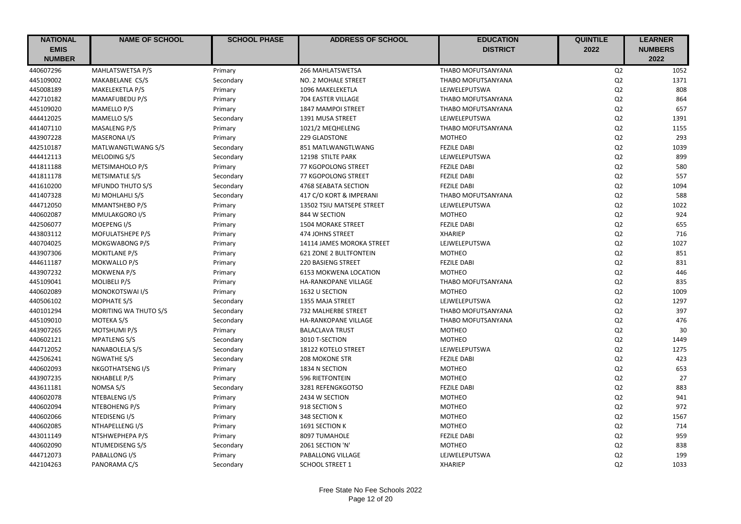| NATIONAL EMIS NUMBER | NAME OF SCHOOL | SCHOOL PHASE | ADDRESS OF SCHOOL | EDUCATION DISTRICT | QUINTILE 2022 | LEARNER NUMBERS 2022 |
|---|---|---|---|---|---|---|
| 440607296 | MAHLATSWETSA P/S | Primary | 266 MAHLATSWETSA | THABO MOFUTSANYANA | Q2 | 1052 |
| 445109002 | MAKABELANE CS/S | Secondary | NO. 2 MOHALE STREET | THABO MOFUTSANYANA | Q2 | 1371 |
| 445008189 | MAKELEKETLA P/S | Primary | 1096 MAKELEKETLA | LEJWELEPUTSWA | Q2 | 808 |
| 442710182 | MAMAFUBEDU P/S | Primary | 704 EASTER VILLAGE | THABO MOFUTSANYANA | Q2 | 864 |
| 445109020 | MAMELLO P/S | Primary | 1847 MAMPOI STREET | THABO MOFUTSANYANA | Q2 | 657 |
| 444412025 | MAMELLO S/S | Secondary | 1391 MUSA STREET | LEJWELEPUTSWA | Q2 | 1391 |
| 441407110 | MASALENG P/S | Primary | 1021/2 MEQHELENG | THABO MOFUTSANYANA | Q2 | 1155 |
| 443907228 | MASERONA I/S | Primary | 229 GLADSTONE | MOTHEO | Q2 | 293 |
| 442510187 | MATLWANGTLWANG S/S | Secondary | 851 MATLWANGTLWANG | FEZILE DABI | Q2 | 1039 |
| 444412113 | MELODING S/S | Secondary | 12198 STILTE PARK | LEJWELEPUTSWA | Q2 | 899 |
| 441811188 | METSIMAHOLO P/S | Primary | 77 KGOPOLONG STREET | FEZILE DABI | Q2 | 580 |
| 441811178 | METSIMATLE S/S | Secondary | 77 KGOPOLONG STREET | FEZILE DABI | Q2 | 557 |
| 441610200 | MFUNDO THUTO S/S | Secondary | 4768 SEABATA SECTION | FEZILE DABI | Q2 | 1094 |
| 441407328 | MJ MOHLAHLI S/S | Secondary | 417 C/O KORT & IMPERANI | THABO MOFUTSANYANA | Q2 | 588 |
| 444712050 | MMANTSHEBO P/S | Primary | 13502 TSIU MATSEPE STREET | LEJWELEPUTSWA | Q2 | 1022 |
| 440602087 | MMULAKGORO I/S | Primary | 844 W SECTION | MOTHEO | Q2 | 924 |
| 442506077 | MOEPENG I/S | Primary | 1504 MORAKE STREET | FEZILE DABI | Q2 | 655 |
| 443803112 | MOFULATSHEPE P/S | Primary | 474 JOHNS STREET | XHARIEP | Q2 | 716 |
| 440704025 | MOKGWABONG P/S | Primary | 14114 JAMES MOROKA STREET | LEJWELEPUTSWA | Q2 | 1027 |
| 443907306 | MOKITLANE P/S | Primary | 621 ZONE 2 BULTFONTEIN | MOTHEO | Q2 | 851 |
| 444611187 | MOKWALLO P/S | Primary | 220 BASIENG STREET | FEZILE DABI | Q2 | 831 |
| 443907232 | MOKWENA P/S | Primary | 6153 MOKWENA LOCATION | MOTHEO | Q2 | 446 |
| 445109041 | MOLIBELI P/S | Primary | HA-RANKOPANE VILLAGE | THABO MOFUTSANYANA | Q2 | 835 |
| 440602089 | MONOKOTSWAI I/S | Primary | 1632 U SECTION | MOTHEO | Q2 | 1009 |
| 440506102 | MOPHATE S/S | Secondary | 1355 MAJA STREET | LEJWELEPUTSWA | Q2 | 1297 |
| 440101294 | MORITING WA THUTO S/S | Secondary | 732 MALHERBE STREET | THABO MOFUTSANYANA | Q2 | 397 |
| 445109010 | MOTEKA S/S | Secondary | HA-RANKOPANE VILLAGE | THABO MOFUTSANYANA | Q2 | 476 |
| 443907265 | MOTSHUMI P/S | Primary | BALACLAVA TRUST | MOTHEO | Q2 | 30 |
| 440602121 | MPATLENG S/S | Secondary | 3010 T-SECTION | MOTHEO | Q2 | 1449 |
| 444712052 | NANABOLELA S/S | Secondary | 18122 KOTELO STREET | LEJWELEPUTSWA | Q2 | 1275 |
| 442506241 | NGWATHE S/S | Secondary | 208 MOKONE STR | FEZILE DABI | Q2 | 423 |
| 440602093 | NKGOTHATSENG I/S | Primary | 1834 N SECTION | MOTHEO | Q2 | 653 |
| 443907235 | NKHABELE P/S | Primary | 596 RIETFONTEIN | MOTHEO | Q2 | 27 |
| 443611181 | NOMSA S/S | Secondary | 3281 REFENGKGOTSO | FEZILE DABI | Q2 | 883 |
| 440602078 | NTEBALENG I/S | Primary | 2434 W SECTION | MOTHEO | Q2 | 941 |
| 440602094 | NTEBOHENG P/S | Primary | 918 SECTION S | MOTHEO | Q2 | 972 |
| 440602066 | NTEDISENG I/S | Primary | 348 SECTION K | MOTHEO | Q2 | 1567 |
| 440602085 | NTHAPELLENG I/S | Primary | 1691 SECTION K | MOTHEO | Q2 | 714 |
| 443011149 | NTSHWEPHEPA P/S | Primary | 8097 TUMAHOLE | FEZILE DABI | Q2 | 959 |
| 440602090 | NTUMEDISENG S/S | Secondary | 2061 SECTION 'N' | MOTHEO | Q2 | 838 |
| 444712073 | PABALLONG I/S | Primary | PABALLONG VILLAGE | LEJWELEPUTSWA | Q2 | 199 |
| 442104263 | PANORAMA C/S | Secondary | SCHOOL STREET 1 | XHARIEP | Q2 | 1033 |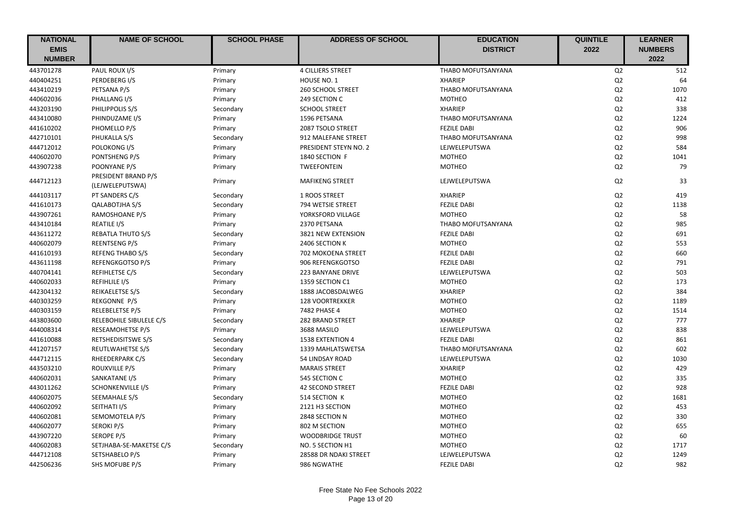| NATIONAL EMIS NUMBER | NAME OF SCHOOL | SCHOOL PHASE | ADDRESS OF SCHOOL | EDUCATION DISTRICT | QUINTILE 2022 | LEARNER NUMBERS 2022 |
|---|---|---|---|---|---|---|
| 443701278 | PAUL ROUX I/S | Primary | 4 CILLIERS STREET | THABO MOFUTSANYANA | Q2 | 512 |
| 440404251 | PERDEBERG I/S | Primary | HOUSE NO. 1 | XHARIEP | Q2 | 64 |
| 443410219 | PETSANA P/S | Primary | 260 SCHOOL STREET | THABO MOFUTSANYANA | Q2 | 1070 |
| 440602036 | PHALLANG I/S | Primary | 249 SECTION C | MOTHEO | Q2 | 412 |
| 443203190 | PHILIPPOLIS S/S | Secondary | SCHOOL STREET | XHARIEP | Q2 | 338 |
| 443410080 | PHINDUZAME I/S | Primary | 1596 PETSANA | THABO MOFUTSANYANA | Q2 | 1224 |
| 441610202 | PHOMELLO P/S | Primary | 2087 TSOLO STREET | FEZILE DABI | Q2 | 906 |
| 442710101 | PHUKALLA S/S | Secondary | 912 MALEFANE STREET | THABO MOFUTSANYANA | Q2 | 998 |
| 444712012 | POLOKONG I/S | Primary | PRESIDENT STEYN NO. 2 | LEJWELEPUTSWA | Q2 | 584 |
| 440602070 | PONTSHENG P/S | Primary | 1840 SECTION F | MOTHEO | Q2 | 1041 |
| 443907238 | POONYANE P/S | Primary | TWEEFONTEIN | MOTHEO | Q2 | 79 |
| 444712123 | PRESIDENT BRAND P/S (LEJWELEPUTSWA) | Primary | MAFIKENG STREET | LEJWELEPUTSWA | Q2 | 33 |
| 444103117 | PT SANDERS C/S | Secondary | 1 ROOS STREET | XHARIEP | Q2 | 419 |
| 441610173 | QALABOTJHA S/S | Secondary | 794 WETSIE STREET | FEZILE DABI | Q2 | 1138 |
| 443907261 | RAMOSHOANE P/S | Primary | YORKSFORD VILLAGE | MOTHEO | Q2 | 58 |
| 443410184 | REATILE I/S | Primary | 2370 PETSANA | THABO MOFUTSANYANA | Q2 | 985 |
| 443611272 | REBATLA THUTO S/S | Secondary | 3821 NEW EXTENSION | FEZILE DABI | Q2 | 691 |
| 440602079 | REENTSENG P/S | Primary | 2406 SECTION K | MOTHEO | Q2 | 553 |
| 441610193 | REFENG THABO S/S | Secondary | 702 MOKOENA STREET | FEZILE DABI | Q2 | 660 |
| 443611198 | REFENGKGOTSO P/S | Primary | 906 REFENGKGOTSO | FEZILE DABI | Q2 | 791 |
| 440704141 | REFIHLETSE C/S | Secondary | 223 BANYANE DRIVE | LEJWELEPUTSWA | Q2 | 503 |
| 440602033 | REFIHLILE I/S | Primary | 1359 SECTION C1 | MOTHEO | Q2 | 173 |
| 442304132 | REIKAELETSE S/S | Secondary | 1888 JACOBSDALWEG | XHARIEP | Q2 | 384 |
| 440303259 | REKGONNE P/S | Primary | 128 VOORTREKKER | MOTHEO | Q2 | 1189 |
| 440303159 | RELEBELETSE P/S | Primary | 7482 PHASE 4 | MOTHEO | Q2 | 1514 |
| 443803600 | RELEBOHILE SIBULELE C/S | Secondary | 282 BRAND STREET | XHARIEP | Q2 | 777 |
| 444008314 | RESEAMOHETSE P/S | Primary | 3688 MASILO | LEJWELEPUTSWA | Q2 | 838 |
| 441610088 | RETSHEDISITSWE S/S | Secondary | 1538 EXTENTION 4 | FEZILE DABI | Q2 | 861 |
| 441207157 | REUTLWAHETSE S/S | Secondary | 1339 MAHLATSWETSA | THABO MOFUTSANYANA | Q2 | 602 |
| 444712115 | RHEEDERPARK C/S | Secondary | 54 LINDSAY ROAD | LEJWELEPUTSWA | Q2 | 1030 |
| 443503210 | ROUXVILLE P/S | Primary | MARAIS STREET | XHARIEP | Q2 | 429 |
| 440602031 | SANKATANE I/S | Primary | 545 SECTION C | MOTHEO | Q2 | 335 |
| 443011262 | SCHONKENVILLE I/S | Primary | 42 SECOND STREET | FEZILE DABI | Q2 | 928 |
| 440602075 | SEEMAHALE S/S | Secondary | 514 SECTION K | MOTHEO | Q2 | 1681 |
| 440602092 | SEITHATI I/S | Primary | 2121 H3 SECTION | MOTHEO | Q2 | 453 |
| 440602081 | SEMOMOTELA P/S | Primary | 2848 SECTION N | MOTHEO | Q2 | 330 |
| 440602077 | SEROKI P/S | Primary | 802 M SECTION | MOTHEO | Q2 | 655 |
| 443907220 | SEROPE P/S | Primary | WOODBRIDGE TRUST | MOTHEO | Q2 | 60 |
| 440602083 | SETJHABA-SE-MAKETSE C/S | Secondary | NO. 5 SECTION H1 | MOTHEO | Q2 | 1717 |
| 444712108 | SETSHABELO P/S | Primary | 28588 DR NDAKI STREET | LEJWELEPUTSWA | Q2 | 1249 |
| 442506236 | SHS MOFUBE P/S | Primary | 986 NGWATHE | FEZILE DABI | Q2 | 982 |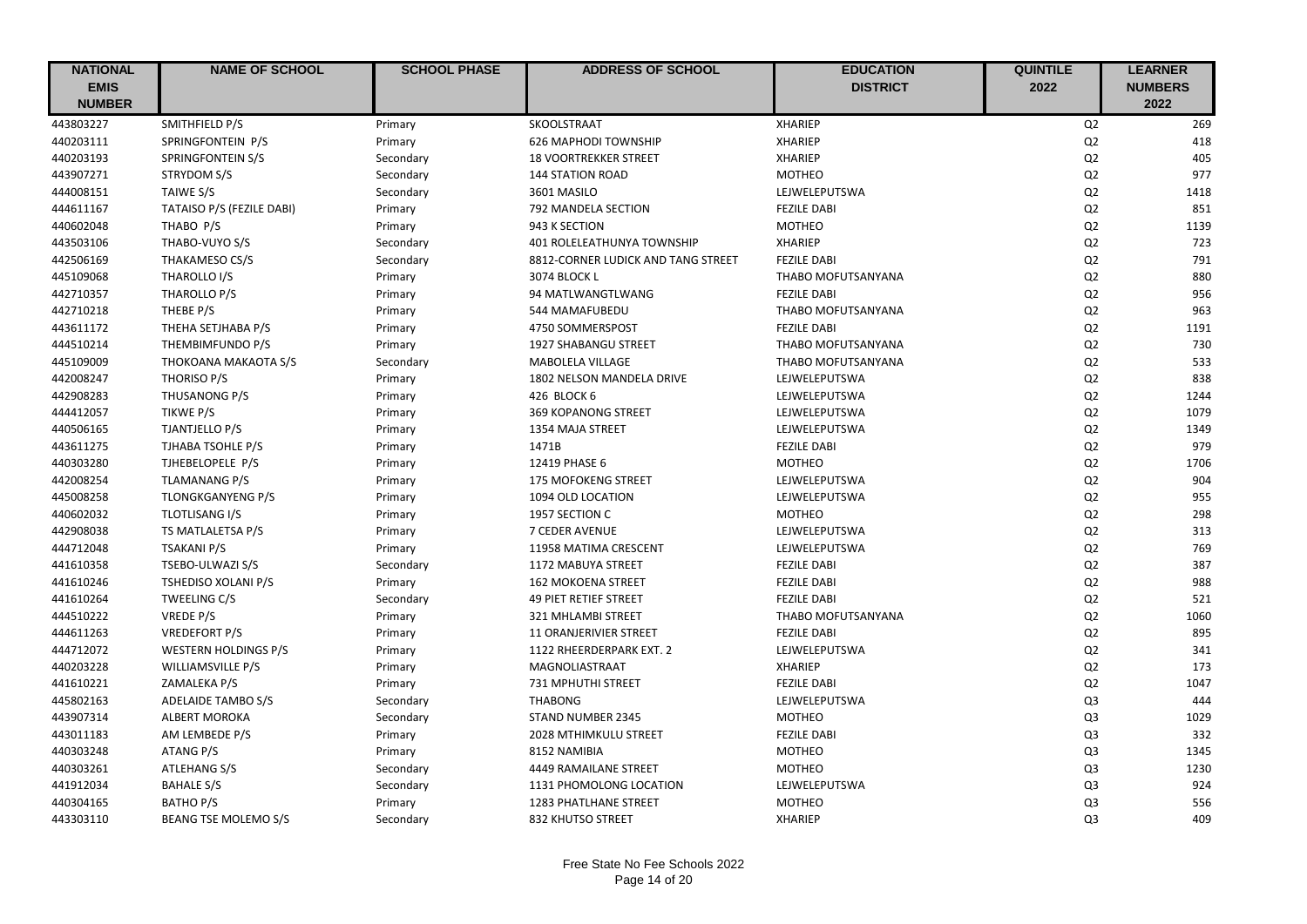| NATIONAL EMIS NUMBER | NAME OF SCHOOL | SCHOOL PHASE | ADDRESS OF SCHOOL | EDUCATION DISTRICT | QUINTILE 2022 | LEARNER NUMBERS 2022 |
|---|---|---|---|---|---|---|
| 443803227 | SMITHFIELD P/S | Primary | SKOOLSTRAAT | XHARIEP | Q2 | 269 |
| 440203111 | SPRINGFONTEIN P/S | Primary | 626 MAPHODI TOWNSHIP | XHARIEP | Q2 | 418 |
| 440203193 | SPRINGFONTEIN S/S | Secondary | 18 VOORTREKKER STREET | XHARIEP | Q2 | 405 |
| 443907271 | STRYDOM S/S | Secondary | 144 STATION ROAD | MOTHEO | Q2 | 977 |
| 444008151 | TAIWE S/S | Secondary | 3601 MASILO | LEJWELEPUTSWA | Q2 | 1418 |
| 444611167 | TATAISO P/S (FEZILE DABI) | Primary | 792 MANDELA SECTION | FEZILE DABI | Q2 | 851 |
| 440602048 | THABO P/S | Primary | 943 K SECTION | MOTHEO | Q2 | 1139 |
| 443503106 | THABO-VUYO S/S | Secondary | 401 ROLELEATHUNYA TOWNSHIP | XHARIEP | Q2 | 723 |
| 442506169 | THAKAMESO CS/S | Secondary | 8812-CORNER LUDICK AND TANG STREET | FEZILE DABI | Q2 | 791 |
| 445109068 | THAROLLO I/S | Primary | 3074 BLOCK L | THABO MOFUTSANYANA | Q2 | 880 |
| 442710357 | THAROLLO P/S | Primary | 94 MATLWANGTLWANG | FEZILE DABI | Q2 | 956 |
| 442710218 | THEBE P/S | Primary | 544 MAMAFUBEDU | THABO MOFUTSANYANA | Q2 | 963 |
| 443611172 | THEHA SETJHABA P/S | Primary | 4750 SOMMERSPOST | FEZILE DABI | Q2 | 1191 |
| 444510214 | THEMBIMFUNDO P/S | Primary | 1927 SHABANGU STREET | THABO MOFUTSANYANA | Q2 | 730 |
| 445109009 | THOKOANA MAKAOTA S/S | Secondary | MABOLELA VILLAGE | THABO MOFUTSANYANA | Q2 | 533 |
| 442008247 | THORISO P/S | Primary | 1802 NELSON MANDELA DRIVE | LEJWELEPUTSWA | Q2 | 838 |
| 442908283 | THUSANONG P/S | Primary | 426 BLOCK 6 | LEJWELEPUTSWA | Q2 | 1244 |
| 444412057 | TIKWE P/S | Primary | 369 KOPANONG STREET | LEJWELEPUTSWA | Q2 | 1079 |
| 440506165 | TJANTJELLO P/S | Primary | 1354 MAJA STREET | LEJWELEPUTSWA | Q2 | 1349 |
| 443611275 | TJHABA TSOHLE P/S | Primary | 1471B | FEZILE DABI | Q2 | 979 |
| 440303280 | TJHEBELOPELE P/S | Primary | 12419 PHASE 6 | MOTHEO | Q2 | 1706 |
| 442008254 | TLAMANANG P/S | Primary | 175 MOFOKENG STREET | LEJWELEPUTSWA | Q2 | 904 |
| 445008258 | TLONGKGANYENG P/S | Primary | 1094 OLD LOCATION | LEJWELEPUTSWA | Q2 | 955 |
| 440602032 | TLOTLISANG I/S | Primary | 1957 SECTION C | MOTHEO | Q2 | 298 |
| 442908038 | TS MATLALETSA P/S | Primary | 7 CEDER AVENUE | LEJWELEPUTSWA | Q2 | 313 |
| 444712048 | TSAKANI P/S | Primary | 11958 MATIMA CRESCENT | LEJWELEPUTSWA | Q2 | 769 |
| 441610358 | TSEBO-ULWAZI S/S | Secondary | 1172 MABUYA STREET | FEZILE DABI | Q2 | 387 |
| 441610246 | TSHEDISO XOLANI P/S | Primary | 162 MOKOENA STREET | FEZILE DABI | Q2 | 988 |
| 441610264 | TWEELING C/S | Secondary | 49 PIET RETIEF STREET | FEZILE DABI | Q2 | 521 |
| 444510222 | VREDE P/S | Primary | 321 MHLAMBI STREET | THABO MOFUTSANYANA | Q2 | 1060 |
| 444611263 | VREDEFORT P/S | Primary | 11 ORANJERIVIER STREET | FEZILE DABI | Q2 | 895 |
| 444712072 | WESTERN HOLDINGS P/S | Primary | 1122 RHEERDERPARK EXT. 2 | LEJWELEPUTSWA | Q2 | 341 |
| 440203228 | WILLIAMSVILLE P/S | Primary | MAGNOLIASTRAAT | XHARIEP | Q2 | 173 |
| 441610221 | ZAMALEKA P/S | Primary | 731 MPHUTHI STREET | FEZILE DABI | Q2 | 1047 |
| 445802163 | ADELAIDE TAMBO S/S | Secondary | THABONG | LEJWELEPUTSWA | Q3 | 444 |
| 443907314 | ALBERT MOROKA | Secondary | STAND NUMBER 2345 | MOTHEO | Q3 | 1029 |
| 443011183 | AM LEMBEDE P/S | Primary | 2028 MTHIMKULU STREET | FEZILE DABI | Q3 | 332 |
| 440303248 | ATANG P/S | Primary | 8152 NAMIBIA | MOTHEO | Q3 | 1345 |
| 440303261 | ATLEHANG S/S | Secondary | 4449 RAMAILANE STREET | MOTHEO | Q3 | 1230 |
| 441912034 | BAHALE S/S | Secondary | 1131 PHOMOLONG LOCATION | LEJWELEPUTSWA | Q3 | 924 |
| 440304165 | BATHO P/S | Primary | 1283 PHATLHANE STREET | MOTHEO | Q3 | 556 |
| 443303110 | BEANG TSE MOLEMO S/S | Secondary | 832 KHUTSO STREET | XHARIEP | Q3 | 409 |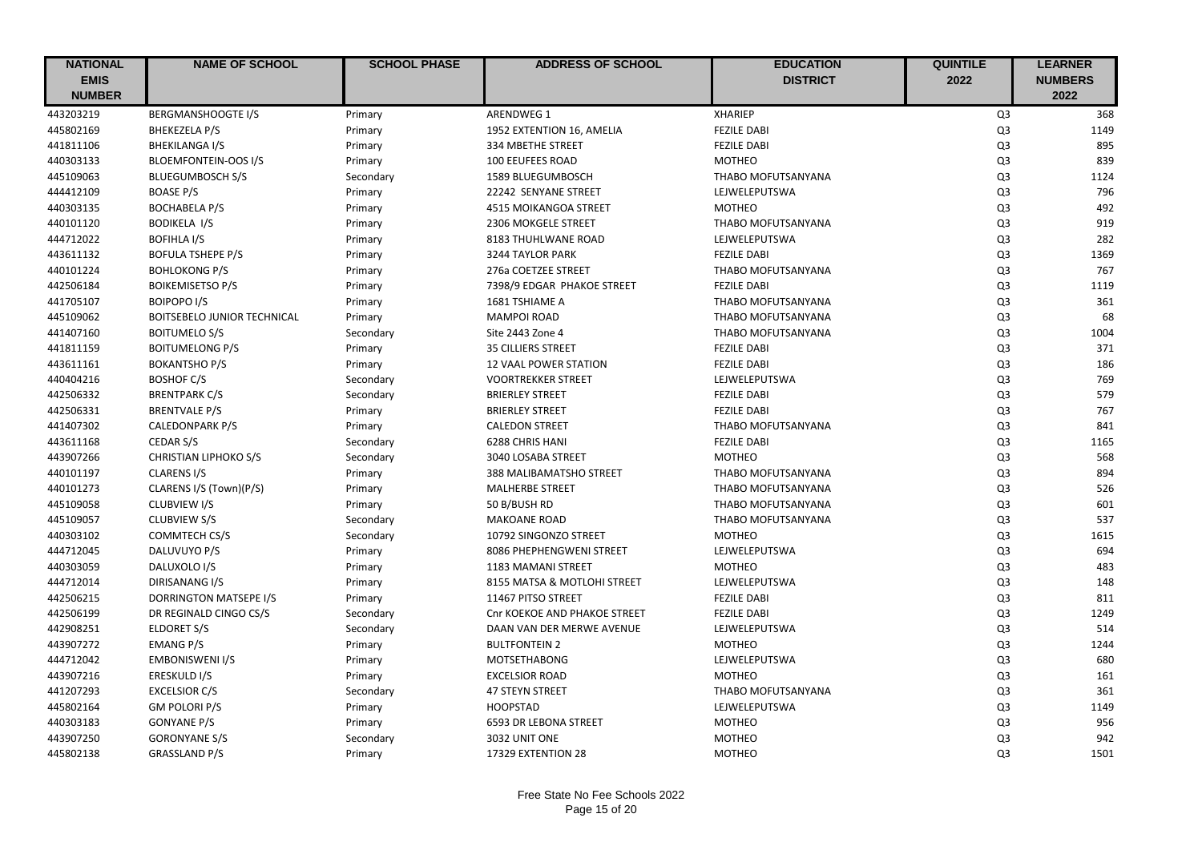| NATIONAL EMIS NUMBER | NAME OF SCHOOL | SCHOOL PHASE | ADDRESS OF SCHOOL | EDUCATION DISTRICT | QUINTILE 2022 | LEARNER NUMBERS 2022 |
|---|---|---|---|---|---|---|
| 443203219 | BERGMANSHOOGTE I/S | Primary | ARENDWEG 1 | XHARIEP | Q3 | 368 |
| 445802169 | BHEKEZELA P/S | Primary | 1952 EXTENTION 16, AMELIA | FEZILE DABI | Q3 | 1149 |
| 441811106 | BHEKILANGA I/S | Primary | 334 MBETHE STREET | FEZILE DABI | Q3 | 895 |
| 440303133 | BLOEMFONTEIN-OOS I/S | Primary | 100 EEUFEES ROAD | MOTHEO | Q3 | 839 |
| 445109063 | BLUEGUMBOSCH S/S | Secondary | 1589 BLUEGUMBOSCH | THABO MOFUTSANYANA | Q3 | 1124 |
| 444412109 | BOASE P/S | Primary | 22242 SENYANE STREET | LEJWELEPUTSWA | Q3 | 796 |
| 440303135 | BOCHABELA P/S | Primary | 4515 MOIKANGOA STREET | MOTHEO | Q3 | 492 |
| 440101120 | BODIKELA I/S | Primary | 2306 MOKGELE STREET | THABO MOFUTSANYANA | Q3 | 919 |
| 444712022 | BOFIHLA I/S | Primary | 8183 THUHLWANE ROAD | LEJWELEPUTSWA | Q3 | 282 |
| 443611132 | BOFULA TSHEPE P/S | Primary | 3244 TAYLOR PARK | FEZILE DABI | Q3 | 1369 |
| 440101224 | BOHLOKONG P/S | Primary | 276a COETZEE STREET | THABO MOFUTSANYANA | Q3 | 767 |
| 442506184 | BOIKEMISETSO P/S | Primary | 7398/9 EDGAR PHAKOE STREET | FEZILE DABI | Q3 | 1119 |
| 441705107 | BOIPOPO I/S | Primary | 1681 TSHIAME A | THABO MOFUTSANYANA | Q3 | 361 |
| 445109062 | BOITSEBELO JUNIOR TECHNICAL | Primary | MAMPOI ROAD | THABO MOFUTSANYANA | Q3 | 68 |
| 441407160 | BOITUMELO S/S | Secondary | Site 2443 Zone 4 | THABO MOFUTSANYANA | Q3 | 1004 |
| 441811159 | BOITUMELONG P/S | Primary | 35 CILLIERS STREET | FEZILE DABI | Q3 | 371 |
| 443611161 | BOKANTSHO P/S | Primary | 12 VAAL POWER STATION | FEZILE DABI | Q3 | 186 |
| 440404216 | BOSHOF C/S | Secondary | VOORTREKKER STREET | LEJWELEPUTSWA | Q3 | 769 |
| 442506332 | BRENTPARK C/S | Secondary | BRIERLEY STREET | FEZILE DABI | Q3 | 579 |
| 442506331 | BRENTVALE P/S | Primary | BRIERLEY STREET | FEZILE DABI | Q3 | 767 |
| 441407302 | CALEDONPARK P/S | Primary | CALEDON STREET | THABO MOFUTSANYANA | Q3 | 841 |
| 443611168 | CEDAR S/S | Secondary | 6288 CHRIS HANI | FEZILE DABI | Q3 | 1165 |
| 443907266 | CHRISTIAN LIPHOKO S/S | Secondary | 3040 LOSABA STREET | MOTHEO | Q3 | 568 |
| 440101197 | CLARENS I/S | Primary | 388 MALIBAMATSHO STREET | THABO MOFUTSANYANA | Q3 | 894 |
| 440101273 | CLARENS I/S (Town)(P/S) | Primary | MALHERBE STREET | THABO MOFUTSANYANA | Q3 | 526 |
| 445109058 | CLUBVIEW I/S | Primary | 50 B/BUSH RD | THABO MOFUTSANYANA | Q3 | 601 |
| 445109057 | CLUBVIEW S/S | Secondary | MAKOANE ROAD | THABO MOFUTSANYANA | Q3 | 537 |
| 440303102 | COMMTECH CS/S | Secondary | 10792 SINGONZO STREET | MOTHEO | Q3 | 1615 |
| 444712045 | DALUVUYO P/S | Primary | 8086 PHEPHENGWENI STREET | LEJWELEPUTSWA | Q3 | 694 |
| 440303059 | DALUXOLO I/S | Primary | 1183 MAMANI STREET | MOTHEO | Q3 | 483 |
| 444712014 | DIRISANANG I/S | Primary | 8155 MATSA & MOTLOHI STREET | LEJWELEPUTSWA | Q3 | 148 |
| 442506215 | DORRINGTON MATSEPE I/S | Primary | 11467 PITSO STREET | FEZILE DABI | Q3 | 811 |
| 442506199 | DR REGINALD CINGO CS/S | Secondary | Cnr KOEKOE AND PHAKOE STREET | FEZILE DABI | Q3 | 1249 |
| 442908251 | ELDORET S/S | Secondary | DAAN VAN DER MERWE AVENUE | LEJWELEPUTSWA | Q3 | 514 |
| 443907272 | EMANG P/S | Primary | BULTFONTEIN 2 | MOTHEO | Q3 | 1244 |
| 444712042 | EMBONISWENI I/S | Primary | MOTSETHABONG | LEJWELEPUTSWA | Q3 | 680 |
| 443907216 | ERESKULD I/S | Primary | EXCELSIOR ROAD | MOTHEO | Q3 | 161 |
| 441207293 | EXCELSIOR C/S | Secondary | 47 STEYN STREET | THABO MOFUTSANYANA | Q3 | 361 |
| 445802164 | GM POLORI P/S | Primary | HOOPSTAD | LEJWELEPUTSWA | Q3 | 1149 |
| 440303183 | GONYANE P/S | Primary | 6593 DR LEBONA STREET | MOTHEO | Q3 | 956 |
| 443907250 | GORONYANE S/S | Secondary | 3032 UNIT ONE | MOTHEO | Q3 | 942 |
| 445802138 | GRASSLAND P/S | Primary | 17329 EXTENTION 28 | MOTHEO | Q3 | 1501 |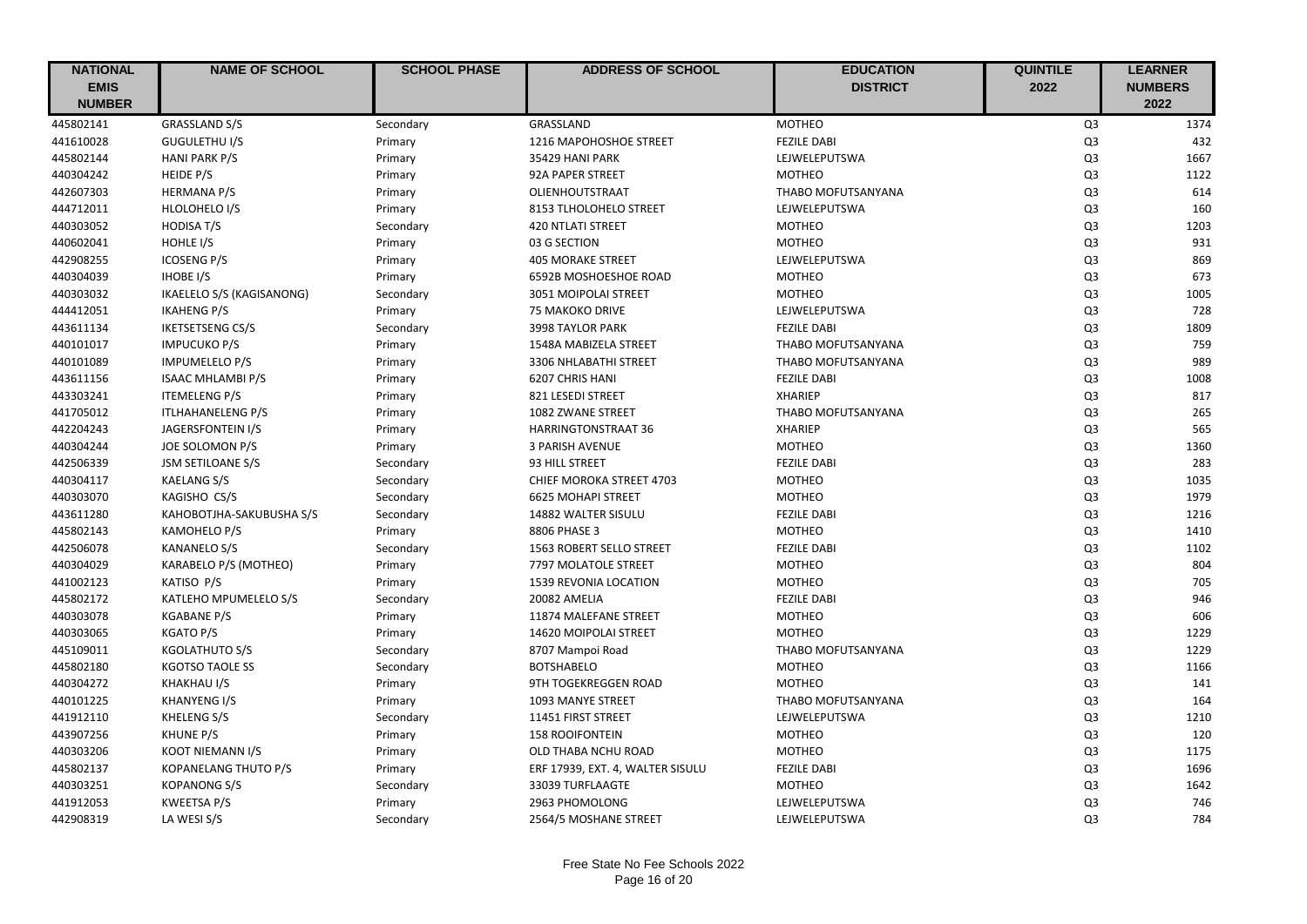| NATIONAL EMIS NUMBER | NAME OF SCHOOL | SCHOOL PHASE | ADDRESS OF SCHOOL | EDUCATION DISTRICT | QUINTILE 2022 | LEARNER NUMBERS 2022 |
|---|---|---|---|---|---|---|
| 445802141 | GRASSLAND S/S | Secondary | GRASSLAND | MOTHEO | Q3 | 1374 |
| 441610028 | GUGULETHU I/S | Primary | 1216 MAPOHOSHOE STREET | FEZILE DABI | Q3 | 432 |
| 445802144 | HANI PARK P/S | Primary | 35429 HANI PARK | LEJWELEPUTSWA | Q3 | 1667 |
| 440304242 | HEIDE P/S | Primary | 92A PAPER STREET | MOTHEO | Q3 | 1122 |
| 442607303 | HERMANA P/S | Primary | OLIENHOUTSTRAAT | THABO MOFUTSANYANA | Q3 | 614 |
| 444712011 | HLOLOHELO I/S | Primary | 8153 TLHOLOHELO STREET | LEJWELEPUTSWA | Q3 | 160 |
| 440303052 | HODISA T/S | Secondary | 420 NTLATI STREET | MOTHEO | Q3 | 1203 |
| 440602041 | HOHLE I/S | Primary | 03 G SECTION | MOTHEO | Q3 | 931 |
| 442908255 | ICOSENG P/S | Primary | 405 MORAKE STREET | LEJWELEPUTSWA | Q3 | 869 |
| 440304039 | IHOBE I/S | Primary | 6592B MOSHOESHOE ROAD | MOTHEO | Q3 | 673 |
| 440303032 | IKAELELO S/S (KAGISANONG) | Secondary | 3051 MOIPOLAI STREET | MOTHEO | Q3 | 1005 |
| 444412051 | IKAHENG P/S | Primary | 75 MAKOKO DRIVE | LEJWELEPUTSWA | Q3 | 728 |
| 443611134 | IKETSETSENG CS/S | Secondary | 3998 TAYLOR PARK | FEZILE DABI | Q3 | 1809 |
| 440101017 | IMPUCUKO P/S | Primary | 1548A MABIZELA STREET | THABO MOFUTSANYANA | Q3 | 759 |
| 440101089 | IMPUMELELO P/S | Primary | 3306 NHLABATHI STREET | THABO MOFUTSANYANA | Q3 | 989 |
| 443611156 | ISAAC MHLAMBI P/S | Primary | 6207 CHRIS HANI | FEZILE DABI | Q3 | 1008 |
| 443303241 | ITEMELENG P/S | Primary | 821 LESEDI STREET | XHARIEP | Q3 | 817 |
| 441705012 | ITLHAHANELENG P/S | Primary | 1082 ZWANE STREET | THABO MOFUTSANYANA | Q3 | 265 |
| 442204243 | JAGERSFONTEIN I/S | Primary | HARRINGTONSTRAAT 36 | XHARIEP | Q3 | 565 |
| 440304244 | JOE SOLOMON P/S | Primary | 3 PARISH AVENUE | MOTHEO | Q3 | 1360 |
| 442506339 | JSM SETILOANE S/S | Secondary | 93 HILL STREET | FEZILE DABI | Q3 | 283 |
| 440304117 | KAELANG S/S | Secondary | CHIEF MOROKA STREET 4703 | MOTHEO | Q3 | 1035 |
| 440303070 | KAGISHO CS/S | Secondary | 6625 MOHAPI STREET | MOTHEO | Q3 | 1979 |
| 443611280 | KAHOBOTJHA-SAKUBUSHA S/S | Secondary | 14882 WALTER SISULU | FEZILE DABI | Q3 | 1216 |
| 445802143 | KAMOHELO P/S | Primary | 8806 PHASE 3 | MOTHEO | Q3 | 1410 |
| 442506078 | KANANELO S/S | Secondary | 1563 ROBERT SELLO STREET | FEZILE DABI | Q3 | 1102 |
| 440304029 | KARABELO P/S (MOTHEO) | Primary | 7797 MOLATOLE STREET | MOTHEO | Q3 | 804 |
| 441002123 | KATISO P/S | Primary | 1539 REVONIA LOCATION | MOTHEO | Q3 | 705 |
| 445802172 | KATLEHO MPUMELELO S/S | Secondary | 20082 AMELIA | FEZILE DABI | Q3 | 946 |
| 440303078 | KGABANE P/S | Primary | 11874 MALEFANE STREET | MOTHEO | Q3 | 606 |
| 440303065 | KGATO P/S | Primary | 14620 MOIPOLAI STREET | MOTHEO | Q3 | 1229 |
| 445109011 | KGOLATHUTO S/S | Secondary | 8707 Mampoi Road | THABO MOFUTSANYANA | Q3 | 1229 |
| 445802180 | KGOTSO TAOLE SS | Secondary | BOTSHABELO | MOTHEO | Q3 | 1166 |
| 440304272 | KHAKHAU I/S | Primary | 9TH TOGEKREGGEN ROAD | MOTHEO | Q3 | 141 |
| 440101225 | KHANYENG I/S | Primary | 1093 MANYE STREET | THABO MOFUTSANYANA | Q3 | 164 |
| 441912110 | KHELENG S/S | Secondary | 11451 FIRST STREET | LEJWELEPUTSWA | Q3 | 1210 |
| 443907256 | KHUNE P/S | Primary | 158 ROOIFONTEIN | MOTHEO | Q3 | 120 |
| 440303206 | KOOT NIEMANN I/S | Primary | OLD THABA NCHU ROAD | MOTHEO | Q3 | 1175 |
| 445802137 | KOPANELANG THUTO P/S | Primary | ERF 17939, EXT. 4, WALTER SISULU | FEZILE DABI | Q3 | 1696 |
| 440303251 | KOPANONG S/S | Secondary | 33039 TURFLAAGTE | MOTHEO | Q3 | 1642 |
| 441912053 | KWEETSA P/S | Primary | 2963 PHOMOLONG | LEJWELEPUTSWA | Q3 | 746 |
| 442908319 | LA WESI S/S | Secondary | 2564/5 MOSHANE STREET | LEJWELEPUTSWA | Q3 | 784 |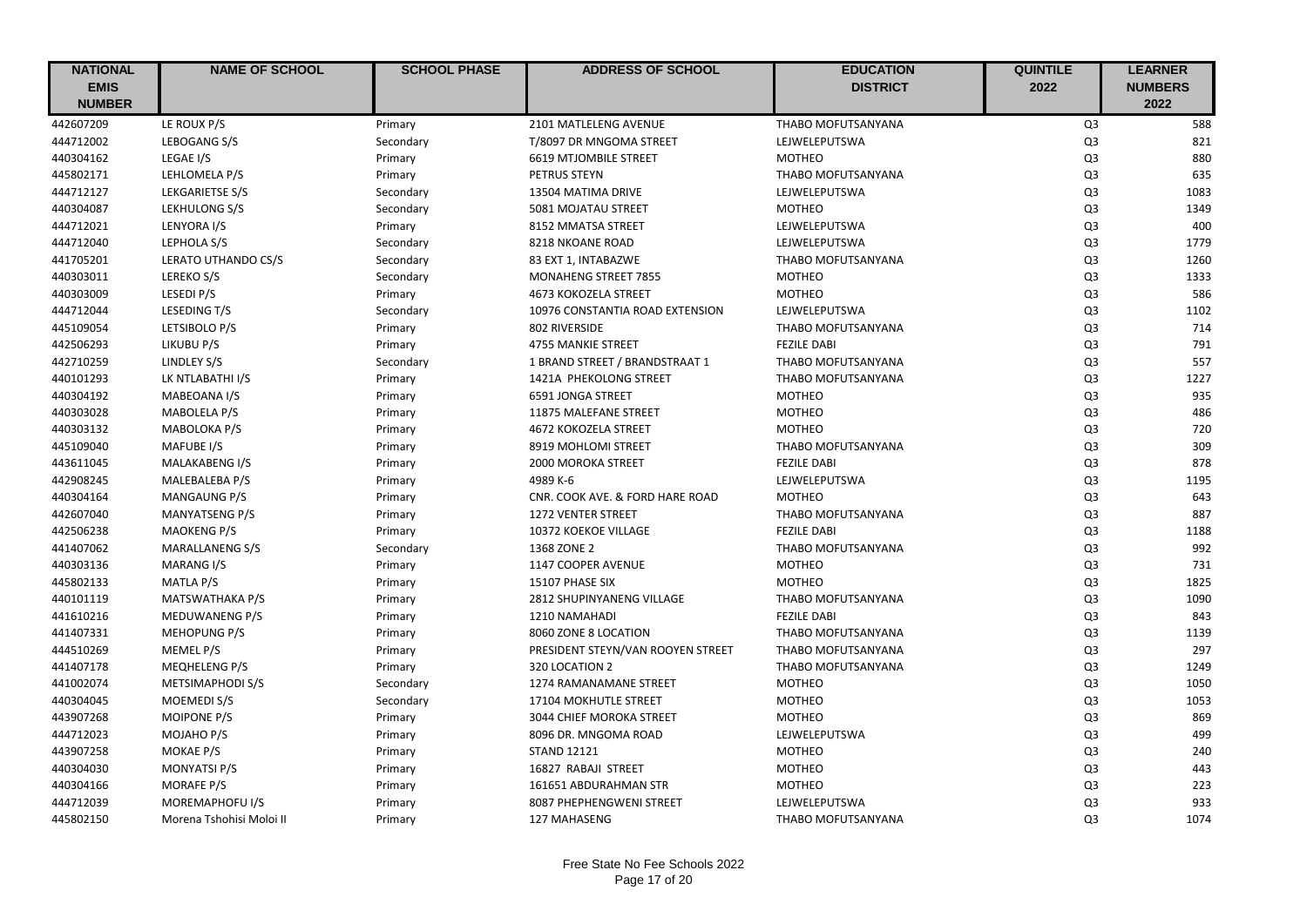| NATIONAL EMIS NUMBER | NAME OF SCHOOL | SCHOOL PHASE | ADDRESS OF SCHOOL | EDUCATION DISTRICT | QUINTILE 2022 | LEARNER NUMBERS 2022 |
|---|---|---|---|---|---|---|
| 442607209 | LE ROUX P/S | Primary | 2101 MATLELENG AVENUE | THABO MOFUTSANYANA | Q3 | 588 |
| 444712002 | LEBOGANG S/S | Secondary | T/8097 DR MNGOMA STREET | LEJWELEPUTSWA | Q3 | 821 |
| 440304162 | LEGAE I/S | Primary | 6619 MTJOMBILE STREET | MOTHEO | Q3 | 880 |
| 445802171 | LEHLOMELA P/S | Primary | PETRUS STEYN | THABO MOFUTSANYANA | Q3 | 635 |
| 444712127 | LEKGARIETSE S/S | Secondary | 13504 MATIMA DRIVE | LEJWELEPUTSWA | Q3 | 1083 |
| 440304087 | LEKHULONG S/S | Secondary | 5081 MOJATAU STREET | MOTHEO | Q3 | 1349 |
| 444712021 | LENYORA I/S | Primary | 8152 MMATSA STREET | LEJWELEPUTSWA | Q3 | 400 |
| 444712040 | LEPHOLA S/S | Secondary | 8218 NKOANE ROAD | LEJWELEPUTSWA | Q3 | 1779 |
| 441705201 | LERATO UTHANDO CS/S | Secondary | 83 EXT 1, INTABAZWE | THABO MOFUTSANYANA | Q3 | 1260 |
| 440303011 | LEREKO S/S | Secondary | MONAHENG STREET 7855 | MOTHEO | Q3 | 1333 |
| 440303009 | LESEDI P/S | Primary | 4673 KOKOZELA STREET | MOTHEO | Q3 | 586 |
| 444712044 | LESEDING T/S | Secondary | 10976 CONSTANTIA ROAD EXTENSION | LEJWELEPUTSWA | Q3 | 1102 |
| 445109054 | LETSIBOLO P/S | Primary | 802 RIVERSIDE | THABO MOFUTSANYANA | Q3 | 714 |
| 442506293 | LIKUBU P/S | Primary | 4755 MANKIE STREET | FEZILE DABI | Q3 | 791 |
| 442710259 | LINDLEY S/S | Secondary | 1 BRAND STREET / BRANDSTRAAT 1 | THABO MOFUTSANYANA | Q3 | 557 |
| 440101293 | LK NTLABATHI I/S | Primary | 1421A PHEKOLONG STREET | THABO MOFUTSANYANA | Q3 | 1227 |
| 440304192 | MABEOANA I/S | Primary | 6591 JONGA STREET | MOTHEO | Q3 | 935 |
| 440303028 | MABOLELA P/S | Primary | 11875 MALEFANE STREET | MOTHEO | Q3 | 486 |
| 440303132 | MABOLOKA P/S | Primary | 4672 KOKOZELA STREET | MOTHEO | Q3 | 720 |
| 445109040 | MAFUBE I/S | Primary | 8919 MOHLOMI STREET | THABO MOFUTSANYANA | Q3 | 309 |
| 443611045 | MALAKABENG I/S | Primary | 2000 MOROKA STREET | FEZILE DABI | Q3 | 878 |
| 442908245 | MALEBALEBA P/S | Primary | 4989 K-6 | LEJWELEPUTSWA | Q3 | 1195 |
| 440304164 | MANGAUNG P/S | Primary | CNR. COOK AVE. & FORD HARE ROAD | MOTHEO | Q3 | 643 |
| 442607040 | MANYATSENG P/S | Primary | 1272 VENTER STREET | THABO MOFUTSANYANA | Q3 | 887 |
| 442506238 | MAOKENG P/S | Primary | 10372 KOEKOE VILLAGE | FEZILE DABI | Q3 | 1188 |
| 441407062 | MARALLANENG S/S | Secondary | 1368 ZONE 2 | THABO MOFUTSANYANA | Q3 | 992 |
| 440303136 | MARANG I/S | Primary | 1147 COOPER AVENUE | MOTHEO | Q3 | 731 |
| 445802133 | MATLA P/S | Primary | 15107 PHASE SIX | MOTHEO | Q3 | 1825 |
| 440101119 | MATSWATHAKA P/S | Primary | 2812 SHUPINYANENG VILLAGE | THABO MOFUTSANYANA | Q3 | 1090 |
| 441610216 | MEDUWANENG P/S | Primary | 1210 NAMAHADI | FEZILE DABI | Q3 | 843 |
| 441407331 | MEHOPUNG P/S | Primary | 8060 ZONE 8 LOCATION | THABO MOFUTSANYANA | Q3 | 1139 |
| 444510269 | MEMEL P/S | Primary | PRESIDENT STEYN/VAN ROOYEN STREET | THABO MOFUTSANYANA | Q3 | 297 |
| 441407178 | MEQHELENG P/S | Primary | 320 LOCATION 2 | THABO MOFUTSANYANA | Q3 | 1249 |
| 441002074 | METSIMAPHODI S/S | Secondary | 1274 RAMANAMANE STREET | MOTHEO | Q3 | 1050 |
| 440304045 | MOEMEDI S/S | Secondary | 17104 MOKHUTLE STREET | MOTHEO | Q3 | 1053 |
| 443907268 | MOIPONE P/S | Primary | 3044 CHIEF MOROKA STREET | MOTHEO | Q3 | 869 |
| 444712023 | MOJAHO P/S | Primary | 8096 DR. MNGOMA ROAD | LEJWELEPUTSWA | Q3 | 499 |
| 443907258 | MOKAE P/S | Primary | STAND 12121 | MOTHEO | Q3 | 240 |
| 440304030 | MONYATSI P/S | Primary | 16827 RABAJI STREET | MOTHEO | Q3 | 443 |
| 440304166 | MORAFE P/S | Primary | 161651 ABDURAHMAN STR | MOTHEO | Q3 | 223 |
| 444712039 | MOREMAPHOFU I/S | Primary | 8087 PHEPHENGWENI STREET | LEJWELEPUTSWA | Q3 | 933 |
| 445802150 | Morena Tshohisi Moloi II | Primary | 127 MAHASENG | THABO MOFUTSANYANA | Q3 | 1074 |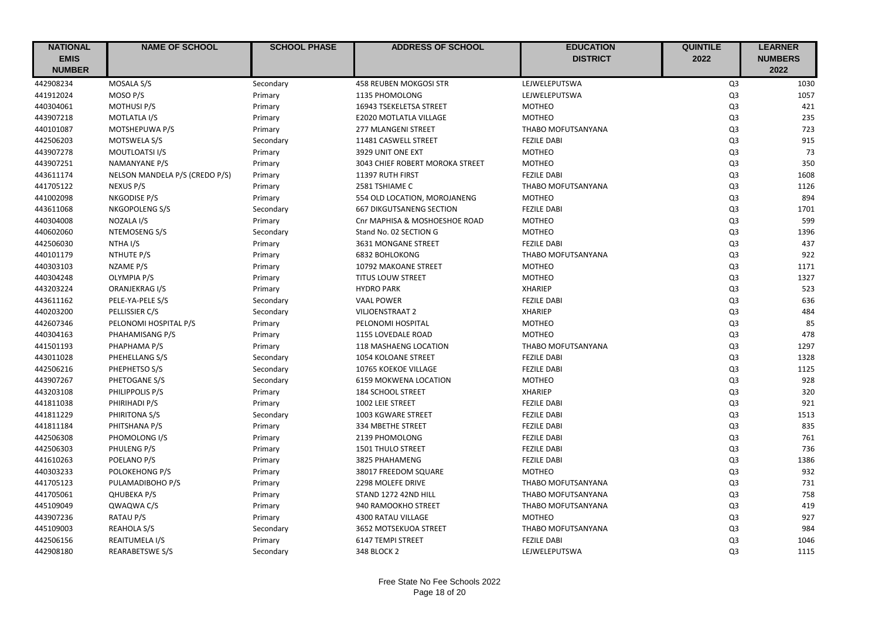| NATIONAL EMIS NUMBER | NAME OF SCHOOL | SCHOOL PHASE | ADDRESS OF SCHOOL | EDUCATION DISTRICT | QUINTILE 2022 | LEARNER NUMBERS 2022 |
|---|---|---|---|---|---|---|
| 442908234 | MOSALA S/S | Secondary | 458 REUBEN MOKGOSI STR | LEJWELEPUTSWA | Q3 | 1030 |
| 441912024 | MOSO P/S | Primary | 1135 PHOMOLONG | LEJWELEPUTSWA | Q3 | 1057 |
| 440304061 | MOTHUSI P/S | Primary | 16943 TSEKELETSA STREET | MOTHEO | Q3 | 421 |
| 443907218 | MOTLATLA I/S | Primary | E2020 MOTLATLA VILLAGE | MOTHEO | Q3 | 235 |
| 440101087 | MOTSHEPUWA P/S | Primary | 277 MLANGENI STREET | THABO MOFUTSANYANA | Q3 | 723 |
| 442506203 | MOTSWELA S/S | Secondary | 11481 CASWELL STREET | FEZILE DABI | Q3 | 915 |
| 443907278 | MOUTLOATSI I/S | Primary | 3929 UNIT ONE EXT | MOTHEO | Q3 | 73 |
| 443907251 | NAMANYANE P/S | Primary | 3043 CHIEF ROBERT MOROKA STREET | MOTHEO | Q3 | 350 |
| 443611174 | NELSON MANDELA P/S (CREDO P/S) | Primary | 11397 RUTH FIRST | FEZILE DABI | Q3 | 1608 |
| 441705122 | NEXUS P/S | Primary | 2581 TSHIAME C | THABO MOFUTSANYANA | Q3 | 1126 |
| 441002098 | NKGODISE P/S | Primary | 554 OLD LOCATION, MOROJANENG | MOTHEO | Q3 | 894 |
| 443611068 | NKGOPOLENG S/S | Secondary | 667 DIKGUTSANENG SECTION | FEZILE DABI | Q3 | 1701 |
| 440304008 | NOZALA I/S | Primary | Cnr MAPHISA & MOSHOESHOE ROAD | MOTHEO | Q3 | 599 |
| 440602060 | NTEMOSENG S/S | Secondary | Stand No. 02 SECTION G | MOTHEO | Q3 | 1396 |
| 442506030 | NTHA I/S | Primary | 3631 MONGANE STREET | FEZILE DABI | Q3 | 437 |
| 440101179 | NTHUTE P/S | Primary | 6832 BOHLOKONG | THABO MOFUTSANYANA | Q3 | 922 |
| 440303103 | NZAME P/S | Primary | 10792 MAKOANE STREET | MOTHEO | Q3 | 1171 |
| 440304248 | OLYMPIA P/S | Primary | TITUS LOUW STREET | MOTHEO | Q3 | 1327 |
| 443203224 | ORANJEKRAG I/S | Primary | HYDRO PARK | XHARIEP | Q3 | 523 |
| 443611162 | PELE-YA-PELE S/S | Secondary | VAAL POWER | FEZILE DABI | Q3 | 636 |
| 440203200 | PELLISSIER C/S | Secondary | VILJOENSTRAAT 2 | XHARIEP | Q3 | 484 |
| 442607346 | PELONOMI HOSPITAL P/S | Primary | PELONOMI HOSPITAL | MOTHEO | Q3 | 85 |
| 440304163 | PHAHAMISANG P/S | Primary | 1155 LOVEDALE ROAD | MOTHEO | Q3 | 478 |
| 441501193 | PHAPHAMA P/S | Primary | 118 MASHAENG LOCATION | THABO MOFUTSANYANA | Q3 | 1297 |
| 443011028 | PHEHELLANG S/S | Secondary | 1054 KOLOANE STREET | FEZILE DABI | Q3 | 1328 |
| 442506216 | PHEPHETSO S/S | Secondary | 10765 KOEKOE VILLAGE | FEZILE DABI | Q3 | 1125 |
| 443907267 | PHETOGANE S/S | Secondary | 6159 MOKWENA LOCATION | MOTHEO | Q3 | 928 |
| 443203108 | PHILIPPOLIS P/S | Primary | 184 SCHOOL STREET | XHARIEP | Q3 | 320 |
| 441811038 | PHIRIHADI P/S | Primary | 1002 LEIE STREET | FEZILE DABI | Q3 | 921 |
| 441811229 | PHIRITONA S/S | Secondary | 1003 KGWARE STREET | FEZILE DABI | Q3 | 1513 |
| 441811184 | PHITSHANA P/S | Primary | 334 MBETHE STREET | FEZILE DABI | Q3 | 835 |
| 442506308 | PHOMOLONG I/S | Primary | 2139 PHOMOLONG | FEZILE DABI | Q3 | 761 |
| 442506303 | PHULENG P/S | Primary | 1501 THULO STREET | FEZILE DABI | Q3 | 736 |
| 441610263 | POELANO P/S | Primary | 3825 PHAHAMENG | FEZILE DABI | Q3 | 1386 |
| 440303233 | POLOKEHONG P/S | Primary | 38017 FREEDOM SQUARE | MOTHEO | Q3 | 932 |
| 441705123 | PULAMADIBOHO P/S | Primary | 2298 MOLEFE DRIVE | THABO MOFUTSANYANA | Q3 | 731 |
| 441705061 | QHUBEKA P/S | Primary | STAND 1272 42ND HILL | THABO MOFUTSANYANA | Q3 | 758 |
| 445109049 | QWAQWA C/S | Primary | 940 RAMOOKHO STREET | THABO MOFUTSANYANA | Q3 | 419 |
| 443907236 | RATAU P/S | Primary | 4300 RATAU VILLAGE | MOTHEO | Q3 | 927 |
| 445109003 | REAHOLA S/S | Secondary | 3652 MOTSEKUOA STREET | THABO MOFUTSANYANA | Q3 | 984 |
| 442506156 | REAITUMELA I/S | Primary | 6147 TEMPI STREET | FEZILE DABI | Q3 | 1046 |
| 442908180 | REARABETSWE S/S | Secondary | 348 BLOCK 2 | LEJWELEPUTSWA | Q3 | 1115 |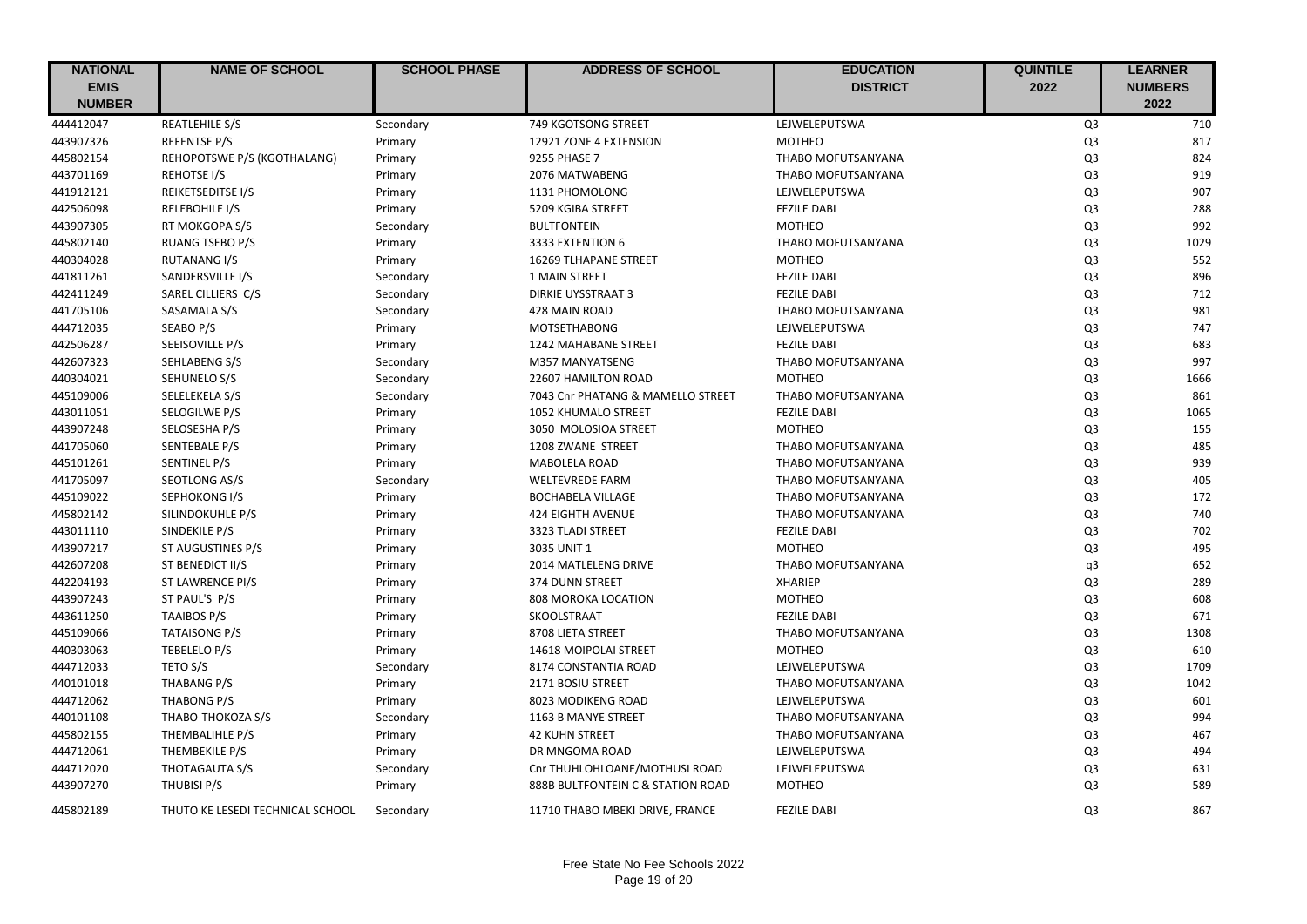| NATIONAL EMIS NUMBER | NAME OF SCHOOL | SCHOOL PHASE | ADDRESS OF SCHOOL | EDUCATION DISTRICT | QUINTILE 2022 | LEARNER NUMBERS 2022 |
|---|---|---|---|---|---|---|
| 444412047 | REATLEHILE S/S | Secondary | 749 KGOTSONG STREET | LEJWELEPUTSWA | Q3 | 710 |
| 443907326 | REFENTSE P/S | Primary | 12921 ZONE 4 EXTENSION | MOTHEO | Q3 | 817 |
| 445802154 | REHOPOTSWE P/S (KGOTHALANG) | Primary | 9255 PHASE 7 | THABO MOFUTSANYANA | Q3 | 824 |
| 443701169 | REHOTSE I/S | Primary | 2076 MATWABENG | THABO MOFUTSANYANA | Q3 | 919 |
| 441912121 | REIKETSEDITSE I/S | Primary | 1131 PHOMOLONG | LEJWELEPUTSWA | Q3 | 907 |
| 442506098 | RELEBOHILE I/S | Primary | 5209 KGIBA STREET | FEZILE DABI | Q3 | 288 |
| 443907305 | RT MOKGOPA S/S | Secondary | BULTFONTEIN | MOTHEO | Q3 | 992 |
| 445802140 | RUANG TSEBO P/S | Primary | 3333 EXTENTION 6 | THABO MOFUTSANYANA | Q3 | 1029 |
| 440304028 | RUTANANG I/S | Primary | 16269 TLHAPANE STREET | MOTHEO | Q3 | 552 |
| 441811261 | SANDERSVILLE I/S | Secondary | 1 MAIN STREET | FEZILE DABI | Q3 | 896 |
| 442411249 | SAREL CILLIERS C/S | Secondary | DIRKIE UYSSTRAAT 3 | FEZILE DABI | Q3 | 712 |
| 441705106 | SASAMALA S/S | Secondary | 428 MAIN ROAD | THABO MOFUTSANYANA | Q3 | 981 |
| 444712035 | SEABO P/S | Primary | MOTSETHABONG | LEJWELEPUTSWA | Q3 | 747 |
| 442506287 | SEEISOVILLE P/S | Primary | 1242 MAHABANE STREET | FEZILE DABI | Q3 | 683 |
| 442607323 | SEHLABENG S/S | Secondary | M357 MANYATSENG | THABO MOFUTSANYANA | Q3 | 997 |
| 440304021 | SEHUNELO S/S | Secondary | 22607 HAMILTON ROAD | MOTHEO | Q3 | 1666 |
| 445109006 | SELELEKELA S/S | Secondary | 7043 Cnr PHATANG & MAMELLO STREET | THABO MOFUTSANYANA | Q3 | 861 |
| 443011051 | SELOGILWE P/S | Primary | 1052 KHUMALO STREET | FEZILE DABI | Q3 | 1065 |
| 443907248 | SELOSESHA P/S | Primary | 3050 MOLOSIOA STREET | MOTHEO | Q3 | 155 |
| 441705060 | SENTEBALE P/S | Primary | 1208 ZWANE STREET | THABO MOFUTSANYANA | Q3 | 485 |
| 445101261 | SENTINEL P/S | Primary | MABOLELA ROAD | THABO MOFUTSANYANA | Q3 | 939 |
| 441705097 | SEOTLONG AS/S | Secondary | WELTEVREDE FARM | THABO MOFUTSANYANA | Q3 | 405 |
| 445109022 | SEPHOKONG I/S | Primary | BOCHABELA VILLAGE | THABO MOFUTSANYANA | Q3 | 172 |
| 445802142 | SILINDOKUHLE P/S | Primary | 424 EIGHTH AVENUE | THABO MOFUTSANYANA | Q3 | 740 |
| 443011110 | SINDEKILE P/S | Primary | 3323 TLADI STREET | FEZILE DABI | Q3 | 702 |
| 443907217 | ST AUGUSTINES P/S | Primary | 3035 UNIT 1 | MOTHEO | Q3 | 495 |
| 442607208 | ST BENEDICT II/S | Primary | 2014 MATLELENG DRIVE | THABO MOFUTSANYANA | q3 | 652 |
| 442204193 | ST LAWRENCE PI/S | Primary | 374 DUNN STREET | XHARIEP | Q3 | 289 |
| 443907243 | ST PAUL'S P/S | Primary | 808 MOROKA LOCATION | MOTHEO | Q3 | 608 |
| 443611250 | TAAIBOS P/S | Primary | SKOOLSTRAAT | FEZILE DABI | Q3 | 671 |
| 445109066 | TATAISONG P/S | Primary | 8708 LIETA STREET | THABO MOFUTSANYANA | Q3 | 1308 |
| 440303063 | TEBELELO P/S | Primary | 14618 MOIPOLAI STREET | MOTHEO | Q3 | 610 |
| 444712033 | TETO S/S | Secondary | 8174 CONSTANTIA ROAD | LEJWELEPUTSWA | Q3 | 1709 |
| 440101018 | THABANG P/S | Primary | 2171 BOSIU STREET | THABO MOFUTSANYANA | Q3 | 1042 |
| 444712062 | THABONG P/S | Primary | 8023 MODIKENG ROAD | LEJWELEPUTSWA | Q3 | 601 |
| 440101108 | THABO-THOKOZA S/S | Secondary | 1163 B MANYE STREET | THABO MOFUTSANYANA | Q3 | 994 |
| 445802155 | THEMBALIHLE P/S | Primary | 42 KUHN STREET | THABO MOFUTSANYANA | Q3 | 467 |
| 444712061 | THEMBEKILE P/S | Primary | DR MNGOMA ROAD | LEJWELEPUTSWA | Q3 | 494 |
| 444712020 | THOTAGAUTA S/S | Secondary | Cnr THUHLOHLOANE/MOTHUSI ROAD | LEJWELEPUTSWA | Q3 | 631 |
| 443907270 | THUBISI P/S | Primary | 888B BULTFONTEIN C & STATION ROAD | MOTHEO | Q3 | 589 |
| 445802189 | THUTO KE LESEDI TECHNICAL SCHOOL | Secondary | 11710 THABO MBEKI DRIVE, FRANCE | FEZILE DABI | Q3 | 867 |

Free State No Fee Schools 2022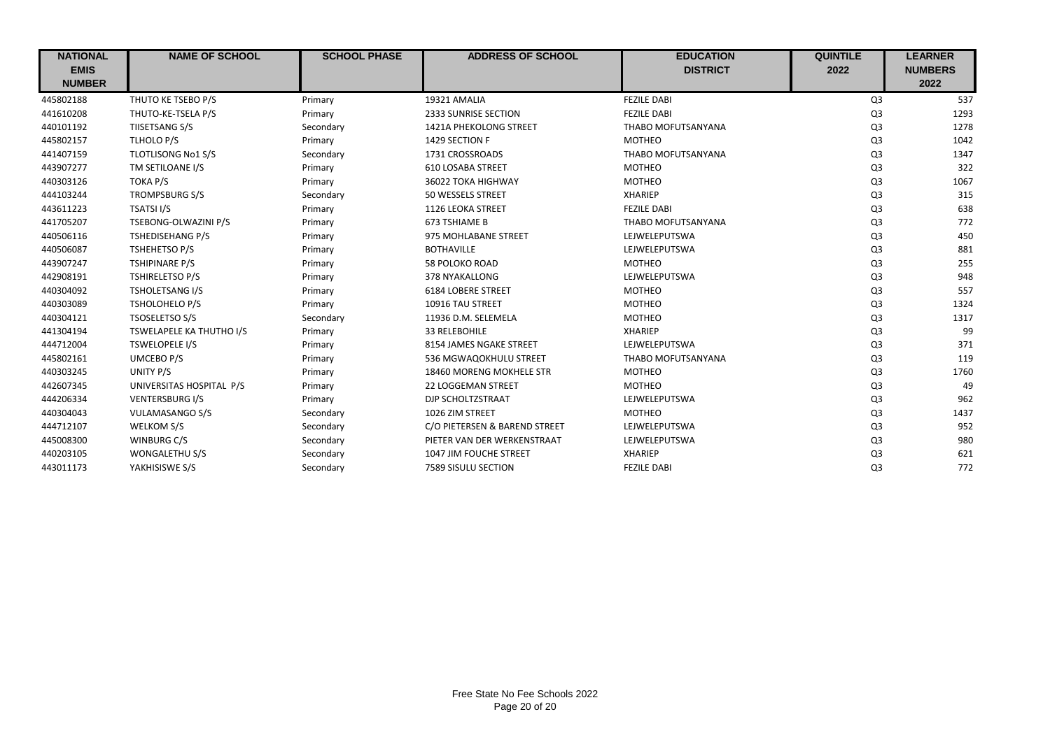| NATIONAL EMIS NUMBER | NAME OF SCHOOL | SCHOOL PHASE | ADDRESS OF SCHOOL | EDUCATION DISTRICT | QUINTILE 2022 | LEARNER NUMBERS 2022 |
|---|---|---|---|---|---|---|
| 445802188 | THUTO KE TSEBO P/S | Primary | 19321 AMALIA | FEZILE DABI | Q3 | 537 |
| 441610208 | THUTO-KE-TSELA P/S | Primary | 2333 SUNRISE SECTION | FEZILE DABI | Q3 | 1293 |
| 440101192 | TIISETSANG S/S | Secondary | 1421A PHEKOLONG STREET | THABO MOFUTSANYANA | Q3 | 1278 |
| 445802157 | TLHOLO P/S | Primary | 1429 SECTION F | MOTHEO | Q3 | 1042 |
| 441407159 | TLOTLISONG No1 S/S | Secondary | 1731 CROSSROADS | THABO MOFUTSANYANA | Q3 | 1347 |
| 443907277 | TM SETILOANE I/S | Primary | 610 LOSABA STREET | MOTHEO | Q3 | 322 |
| 440303126 | TOKA P/S | Primary | 36022 TOKA HIGHWAY | MOTHEO | Q3 | 1067 |
| 444103244 | TROMPSBURG S/S | Secondary | 50 WESSELS STREET | XHARIEP | Q3 | 315 |
| 443611223 | TSATSI I/S | Primary | 1126 LEOKA STREET | FEZILE DABI | Q3 | 638 |
| 441705207 | TSEBONG-OLWAZINI P/S | Primary | 673 TSHIAME B | THABO MOFUTSANYANA | Q3 | 772 |
| 440506116 | TSHEDISEHANG P/S | Primary | 975 MOHLABANE STREET | LEJWELEPUTSWA | Q3 | 450 |
| 440506087 | TSHEHETSO P/S | Primary | BOTHAVILLE | LEJWELEPUTSWA | Q3 | 881 |
| 443907247 | TSHIPINARE P/S | Primary | 58 POLOKO ROAD | MOTHEO | Q3 | 255 |
| 442908191 | TSHIRELETSO P/S | Primary | 378 NYAKALLONG | LEJWELEPUTSWA | Q3 | 948 |
| 440304092 | TSHOLETSANG I/S | Primary | 6184 LOBERE STREET | MOTHEO | Q3 | 557 |
| 440303089 | TSHOLOHELO P/S | Primary | 10916 TAU STREET | MOTHEO | Q3 | 1324 |
| 440304121 | TSOSELETSO S/S | Secondary | 11936 D.M. SELEMELA | MOTHEO | Q3 | 1317 |
| 441304194 | TSWELAPELE KA THUTHO I/S | Primary | 33 RELEBOHILE | XHARIEP | Q3 | 99 |
| 444712004 | TSWELOPELE I/S | Primary | 8154 JAMES NGAKE STREET | LEJWELEPUTSWA | Q3 | 371 |
| 445802161 | UMCEBO P/S | Primary | 536 MGWAQOKHULU STREET | THABO MOFUTSANYANA | Q3 | 119 |
| 440303245 | UNITY P/S | Primary | 18460 MORENG MOKHELE STR | MOTHEO | Q3 | 1760 |
| 442607345 | UNIVERSITAS HOSPITAL P/S | Primary | 22 LOGGEMAN STREET | MOTHEO | Q3 | 49 |
| 444206334 | VENTERSBURG I/S | Primary | DJP SCHOLTZSTRAAT | LEJWELEPUTSWA | Q3 | 962 |
| 440304043 | VULAMASANGO S/S | Secondary | 1026 ZIM STREET | MOTHEO | Q3 | 1437 |
| 444712107 | WELKOM S/S | Secondary | C/O PIETERSEN & BAREND STREET | LEJWELEPUTSWA | Q3 | 952 |
| 445008300 | WINBURG C/S | Secondary | PIETER VAN DER WERKENSTRAAT | LEJWELEPUTSWA | Q3 | 980 |
| 440203105 | WONGALETHU S/S | Secondary | 1047 JIM FOUCHE STREET | XHARIEP | Q3 | 621 |
| 443011173 | YAKHISISWE S/S | Secondary | 7589 SISULU SECTION | FEZILE DABI | Q3 | 772 |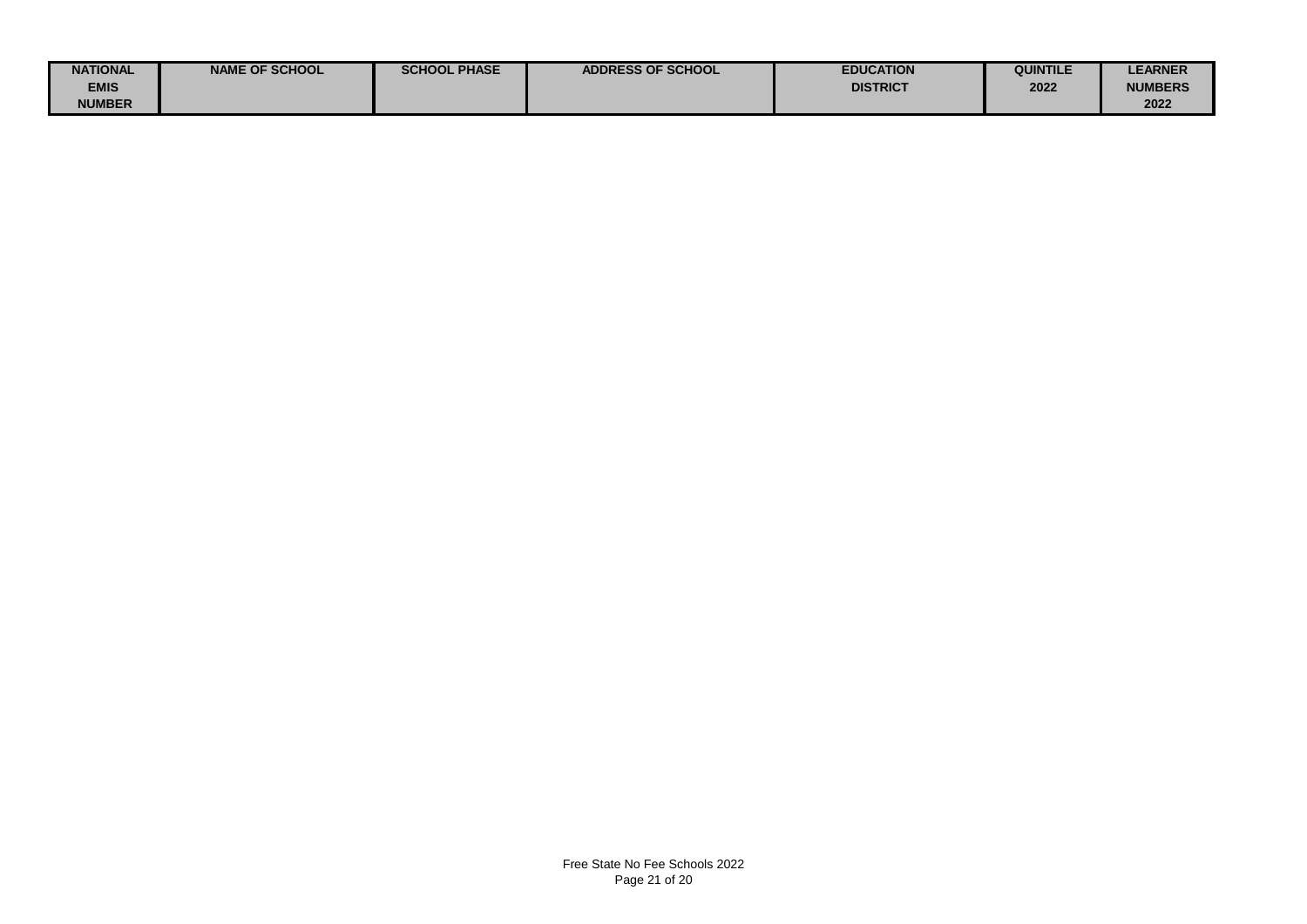| NATIONAL EMIS NUMBER | NAME OF SCHOOL | SCHOOL PHASE | ADDRESS OF SCHOOL | EDUCATION DISTRICT | QUINTILE 2022 | LEARNER NUMBERS 2022 |
|---|---|---|---|---|---|---|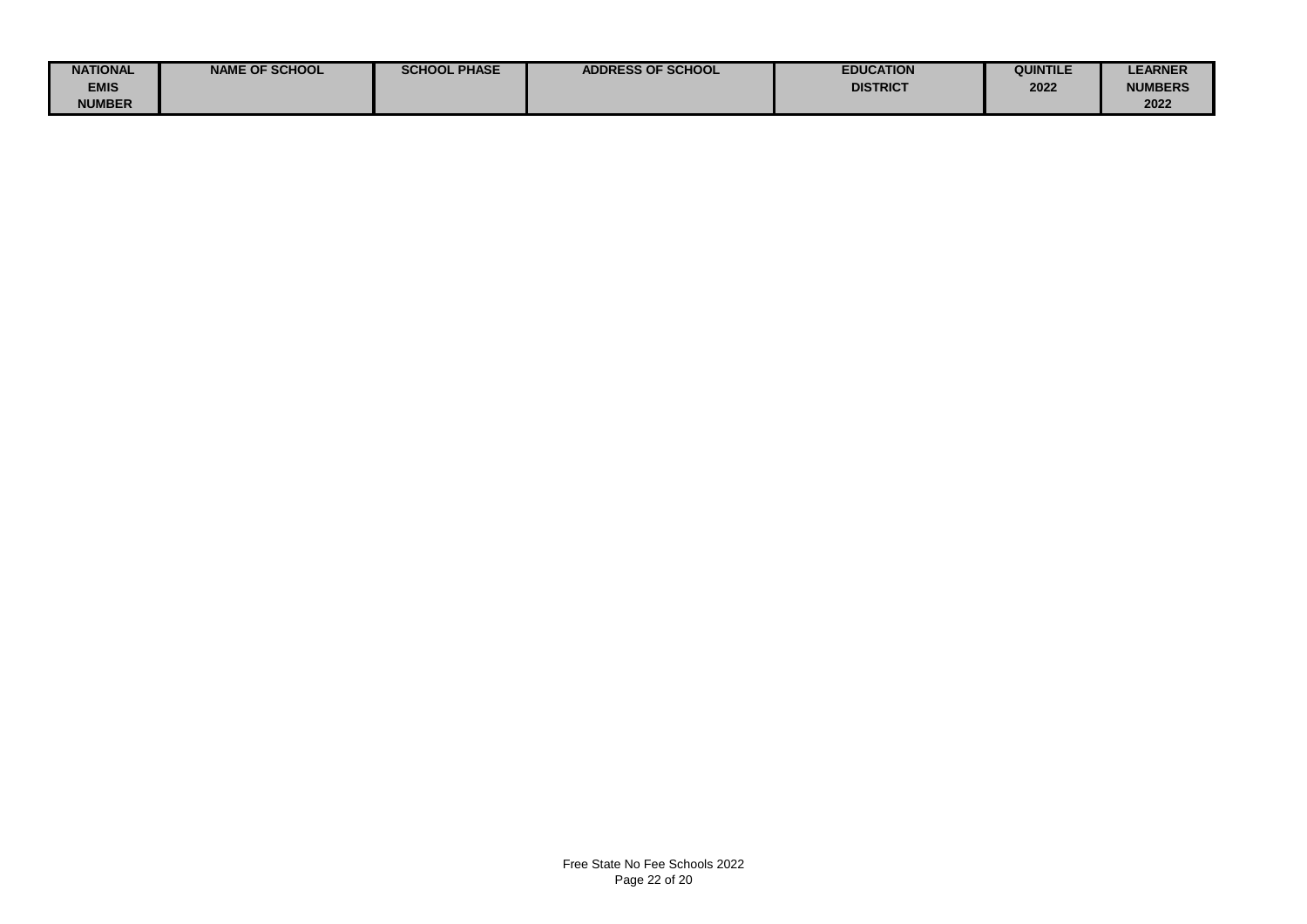| NATIONAL EMIS NUMBER | NAME OF SCHOOL | SCHOOL PHASE | ADDRESS OF SCHOOL | EDUCATION DISTRICT | QUINTILE 2022 | LEARNER NUMBERS 2022 |
|---|---|---|---|---|---|---|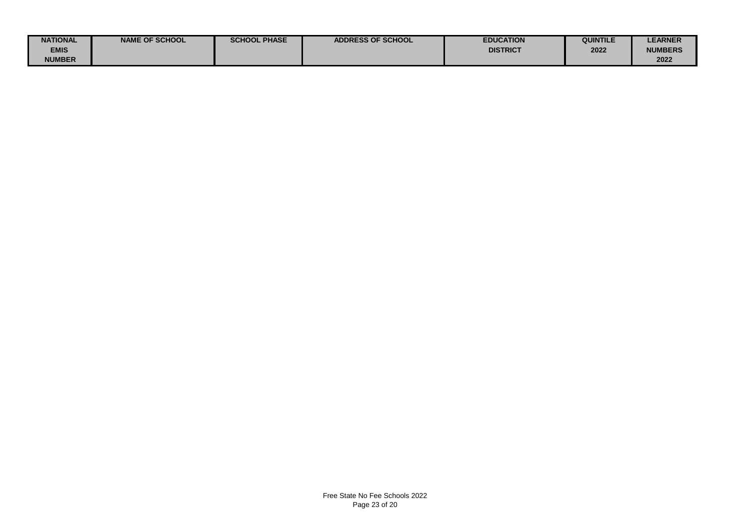| NATIONAL EMIS NUMBER | NAME OF SCHOOL | SCHOOL PHASE | ADDRESS OF SCHOOL | EDUCATION DISTRICT | QUINTILE 2022 | LEARNER NUMBERS 2022 |
|---|---|---|---|---|---|---|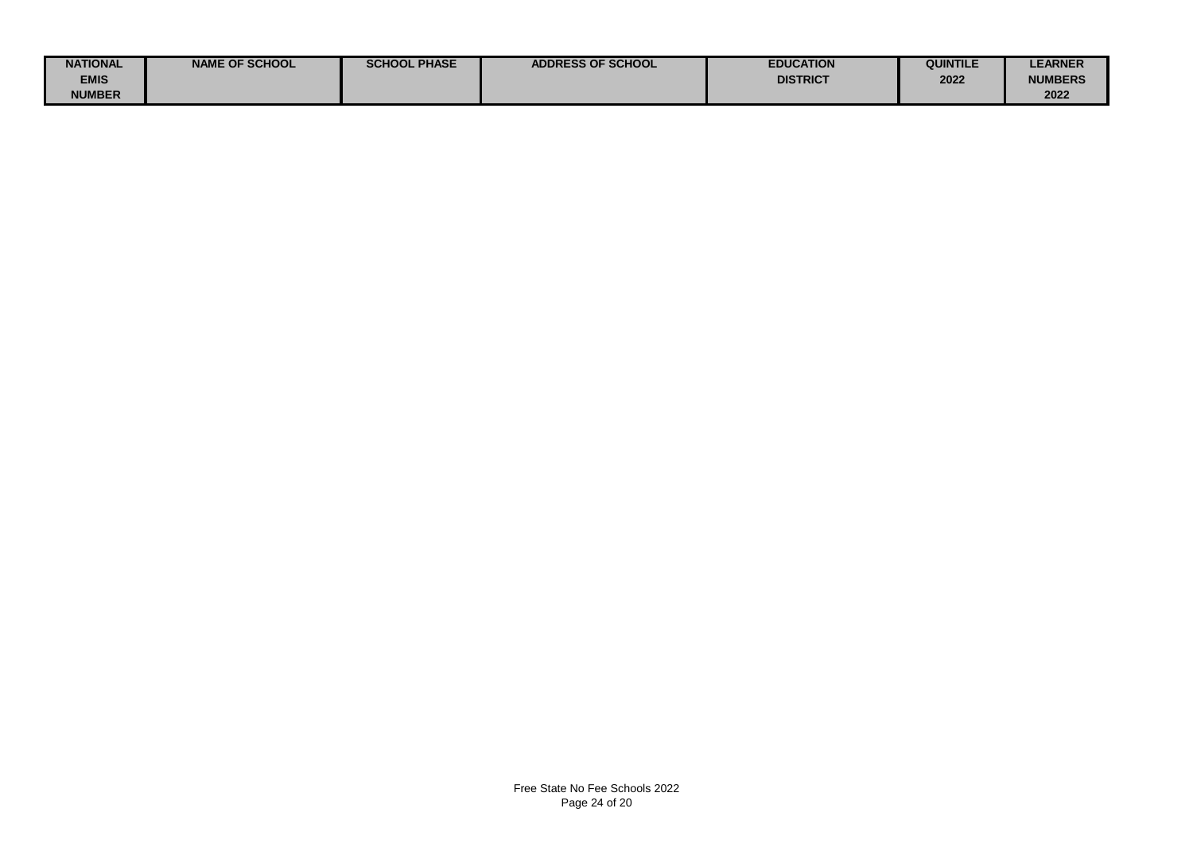| NATIONAL EMIS NUMBER | NAME OF SCHOOL | SCHOOL PHASE | ADDRESS OF SCHOOL | EDUCATION DISTRICT | QUINTILE 2022 | LEARNER NUMBERS 2022 |
|---|---|---|---|---|---|---|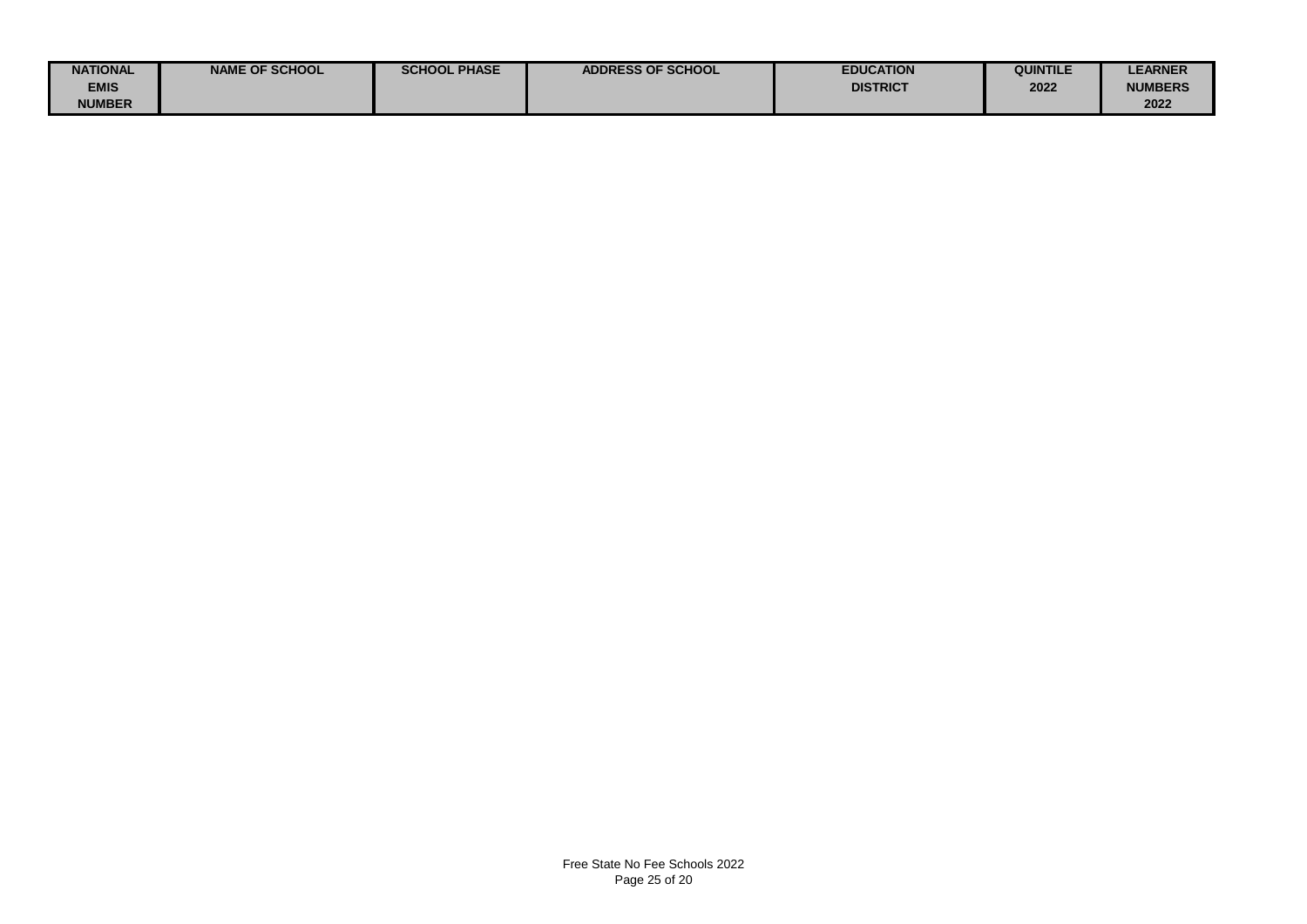| NATIONAL EMIS NUMBER | NAME OF SCHOOL | SCHOOL PHASE | ADDRESS OF SCHOOL | EDUCATION DISTRICT | QUINTILE 2022 | LEARNER NUMBERS 2022 |
|---|---|---|---|---|---|---|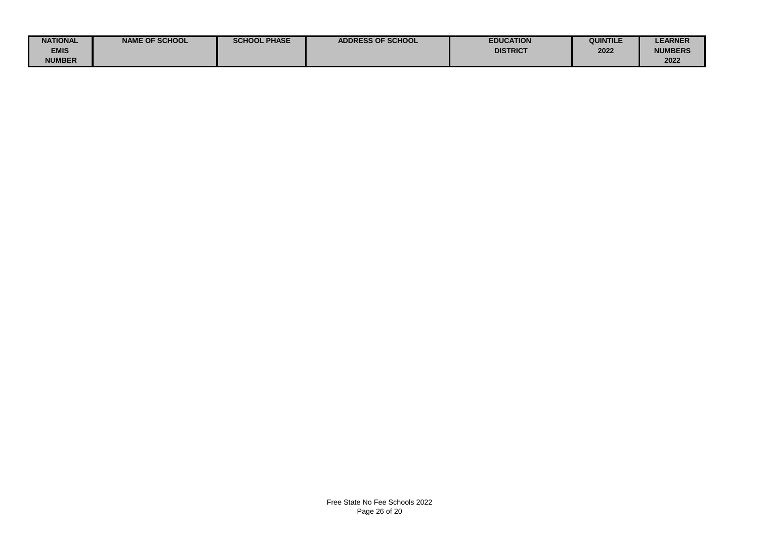| NATIONAL EMIS NUMBER | NAME OF SCHOOL | SCHOOL PHASE | ADDRESS OF SCHOOL | EDUCATION DISTRICT | QUINTILE 2022 | LEARNER NUMBERS 2022 |
|---|---|---|---|---|---|---|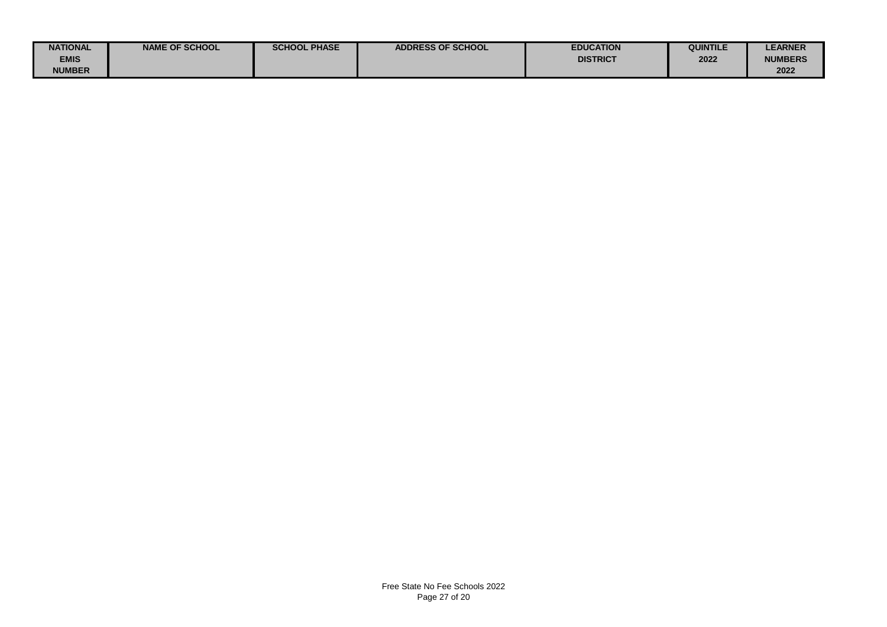| NATIONAL EMIS NUMBER | NAME OF SCHOOL | SCHOOL PHASE | ADDRESS OF SCHOOL | EDUCATION DISTRICT | QUINTILE 2022 | LEARNER NUMBERS 2022 |
|---|---|---|---|---|---|---|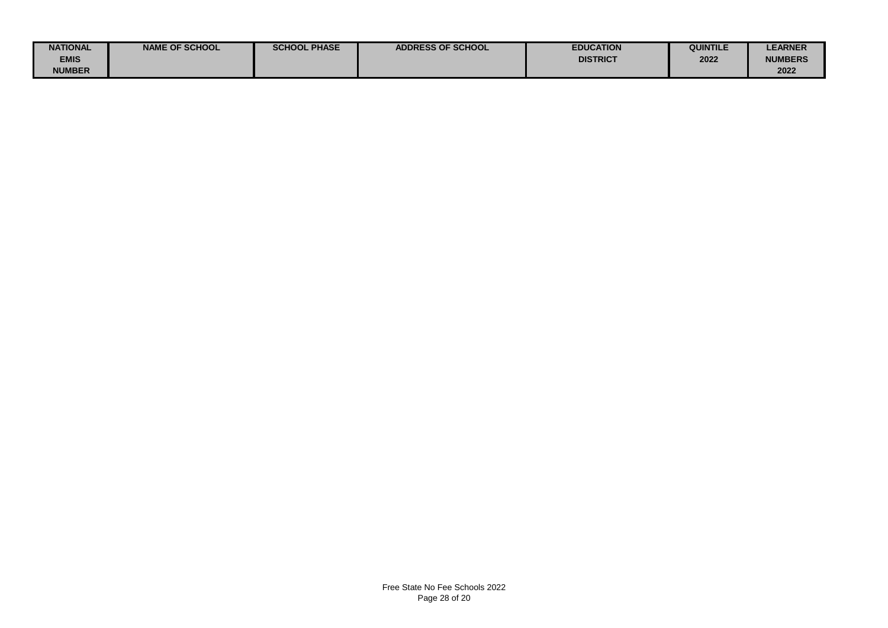| NATIONAL EMIS NUMBER | NAME OF SCHOOL | SCHOOL PHASE | ADDRESS OF SCHOOL | EDUCATION DISTRICT | QUINTILE 2022 | LEARNER NUMBERS 2022 |
|---|---|---|---|---|---|---|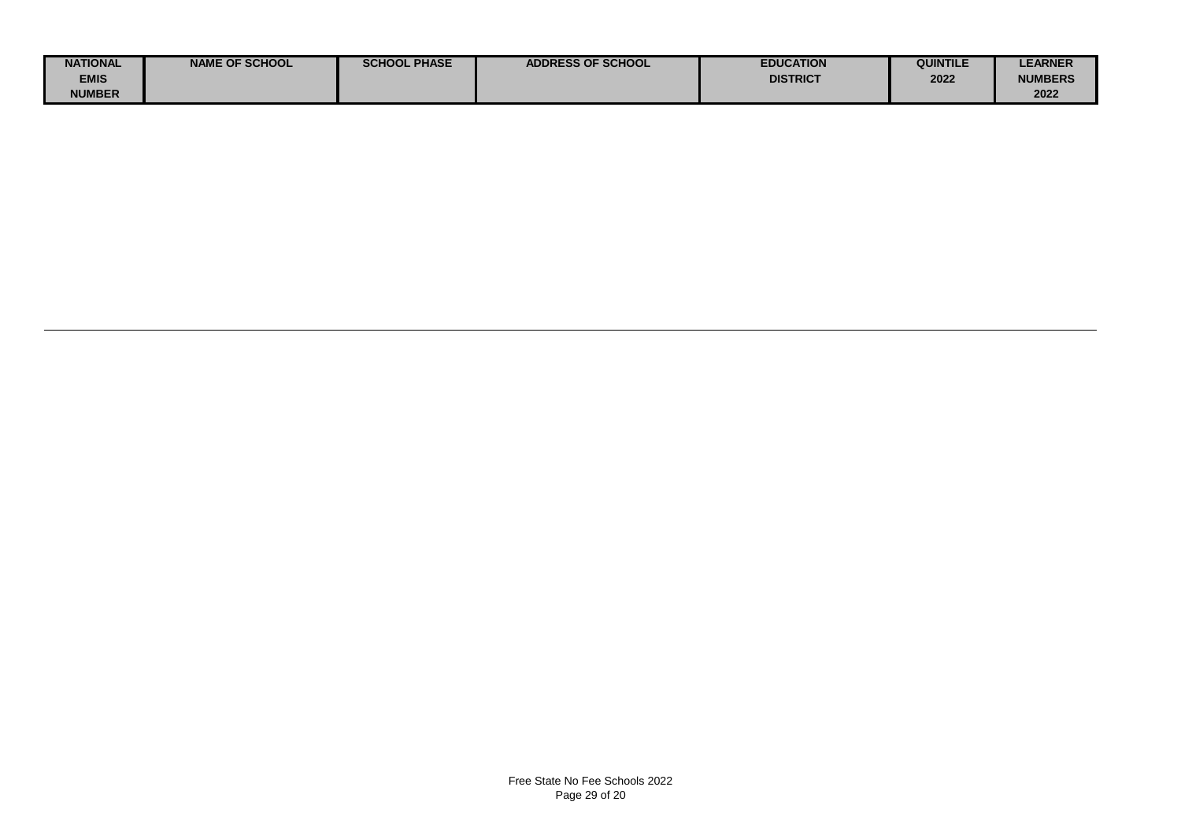| NATIONAL EMIS NUMBER | NAME OF SCHOOL | SCHOOL PHASE | ADDRESS OF SCHOOL | EDUCATION DISTRICT | QUINTILE 2022 | LEARNER NUMBERS 2022 |
|---|---|---|---|---|---|---|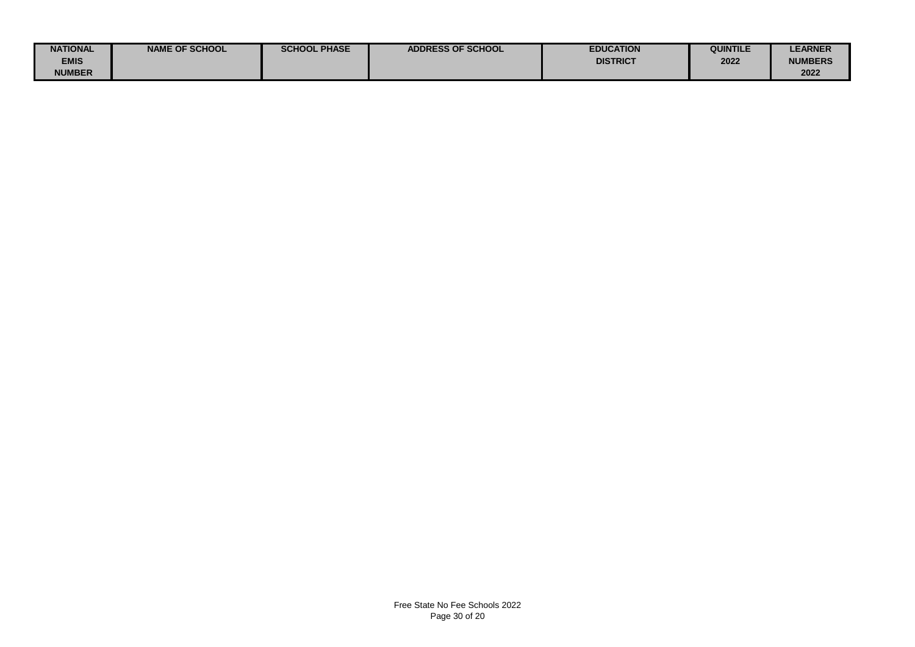| NATIONAL EMIS NUMBER | NAME OF SCHOOL | SCHOOL PHASE | ADDRESS OF SCHOOL | EDUCATION DISTRICT | QUINTILE 2022 | LEARNER NUMBERS 2022 |
|---|---|---|---|---|---|---|